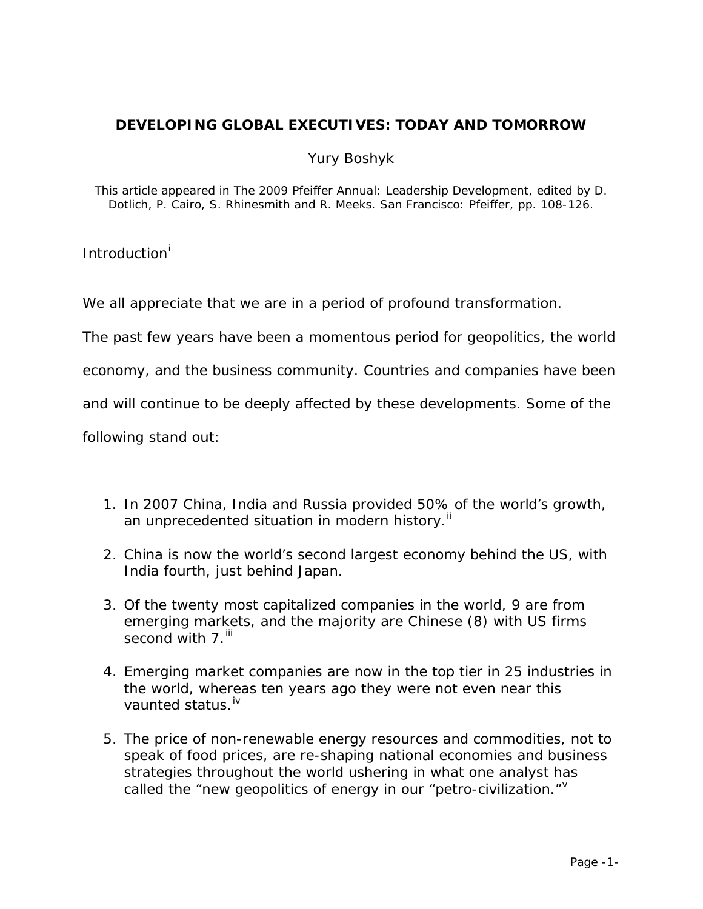# DEVELOPING GLOBAL EXECUTIVES: TODAY AND TOMORROW

Yury Boshyk

This article appeared in The 2009 Pfeiffer Annual: Leadership Development, edited by D. Dotlich, P. Cairo, S. Rhinesmith and R. Meeks. San Francisco: Pfeiffer, pp. 108-126.

## Introduction[i]

We all appreciate that we are in a period of profound transformation.

The past few years have been a momentous period for geopolitics, the world economy, and the business community. Countries and companies have been and will continue to be deeply affected by these developments. Some of the following stand out:

1. In 2007 China, India and Russia provided 50% of the world's growth, an unprecedented situation in modern history.[ii]
2. China is now the world's second largest economy behind the US, with India fourth, just behind Japan.
3. Of the twenty most capitalized companies in the world, 9 are from emerging markets, and the majority are Chinese (8) with US firms second with 7.[iii]
4. Emerging market companies are now in the top tier in 25 industries in the world, whereas ten years ago they were not even near this vaunted status.[iv]
5. The price of non-renewable energy resources and commodities, not to speak of food prices, are re-shaping national economies and business strategies throughout the world ushering in what one analyst has called the "new geopolitics of energy in our "petro-civilization."[v]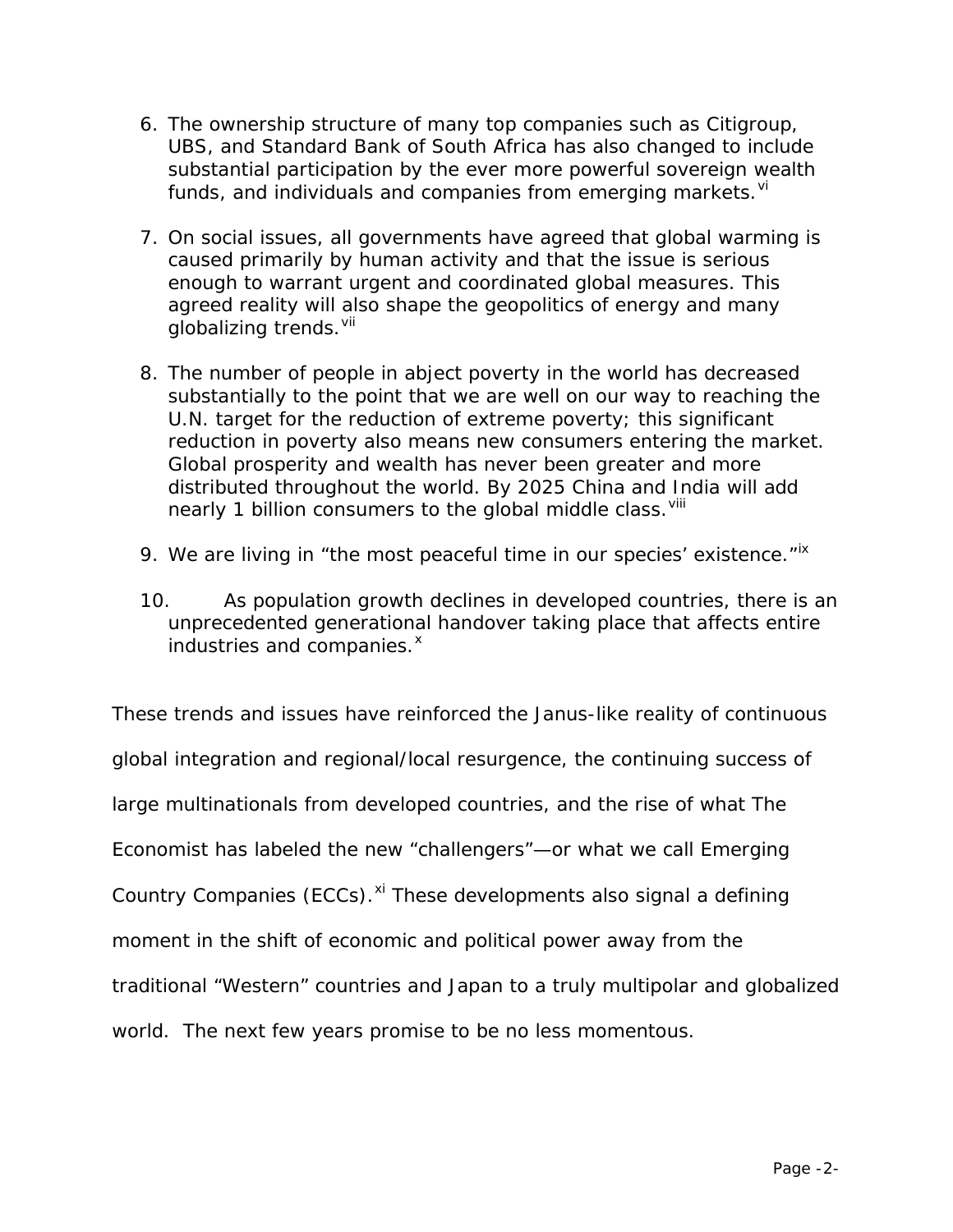6. The ownership structure of many top companies such as Citigroup, UBS, and Standard Bank of South Africa has also changed to include substantial participation by the ever more powerful sovereign wealth funds, and individuals and companies from emerging markets.[vi]

7. On social issues, all governments have agreed that global warming is caused primarily by human activity and that the issue is serious enough to warrant urgent and coordinated global measures. This agreed reality will also shape the geopolitics of energy and many globalizing trends.[vii]

8. The number of people in abject poverty in the world has decreased substantially to the point that we are well on our way to reaching the U.N. target for the reduction of extreme poverty; this significant reduction in poverty also means new consumers entering the market. Global prosperity and wealth has never been greater and more distributed throughout the world. By 2025 China and India will add nearly 1 billion consumers to the global middle class.[viii]

9. We are living in "the most peaceful time in our species' existence."[ix]

10. As population growth declines in developed countries, there is an unprecedented generational handover taking place that affects entire industries and companies.[x]

These trends and issues have reinforced the Janus-like reality of continuous global integration and regional/local resurgence, the continuing success of large multinationals from developed countries, and the rise of what The Economist has labeled the new "challengers"—or what we call Emerging Country Companies (ECCs).[xi] These developments also signal a defining moment in the shift of economic and political power away from the traditional "Western" countries and Japan to a truly multipolar and globalized world. The next few years promise to be no less momentous.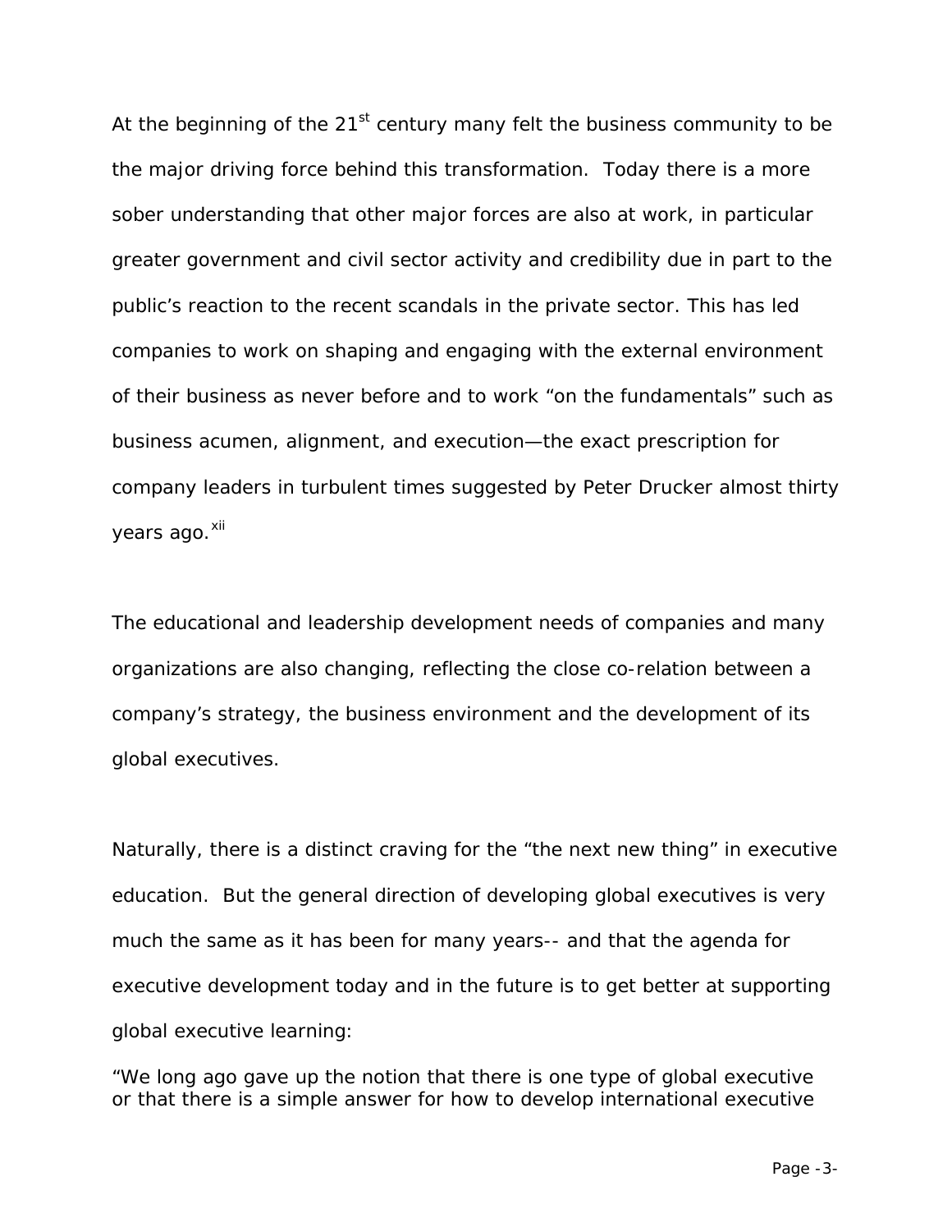At the beginning of the 21st century many felt the business community to be the major driving force behind this transformation. Today there is a more sober understanding that other major forces are also at work, in particular greater government and civil sector activity and credibility due in part to the public's reaction to the recent scandals in the private sector. This has led companies to work on shaping and engaging with the external environment of their business as never before and to work "on the fundamentals" such as business acumen, alignment, and execution—the exact prescription for company leaders in turbulent times suggested by Peter Drucker almost thirty years ago.[xii]

The educational and leadership development needs of companies and many organizations are also changing, reflecting the close co-relation between a company's strategy, the business environment and the development of its global executives.

Naturally, there is a distinct craving for the "the next new thing" in executive education. But the general direction of developing global executives is very much the same as it has been for many years-- and that the agenda for executive development today and in the future is to get better at supporting global executive learning:

"We long ago gave up the notion that there is one type of global executive or that there is a simple answer for how to develop international executive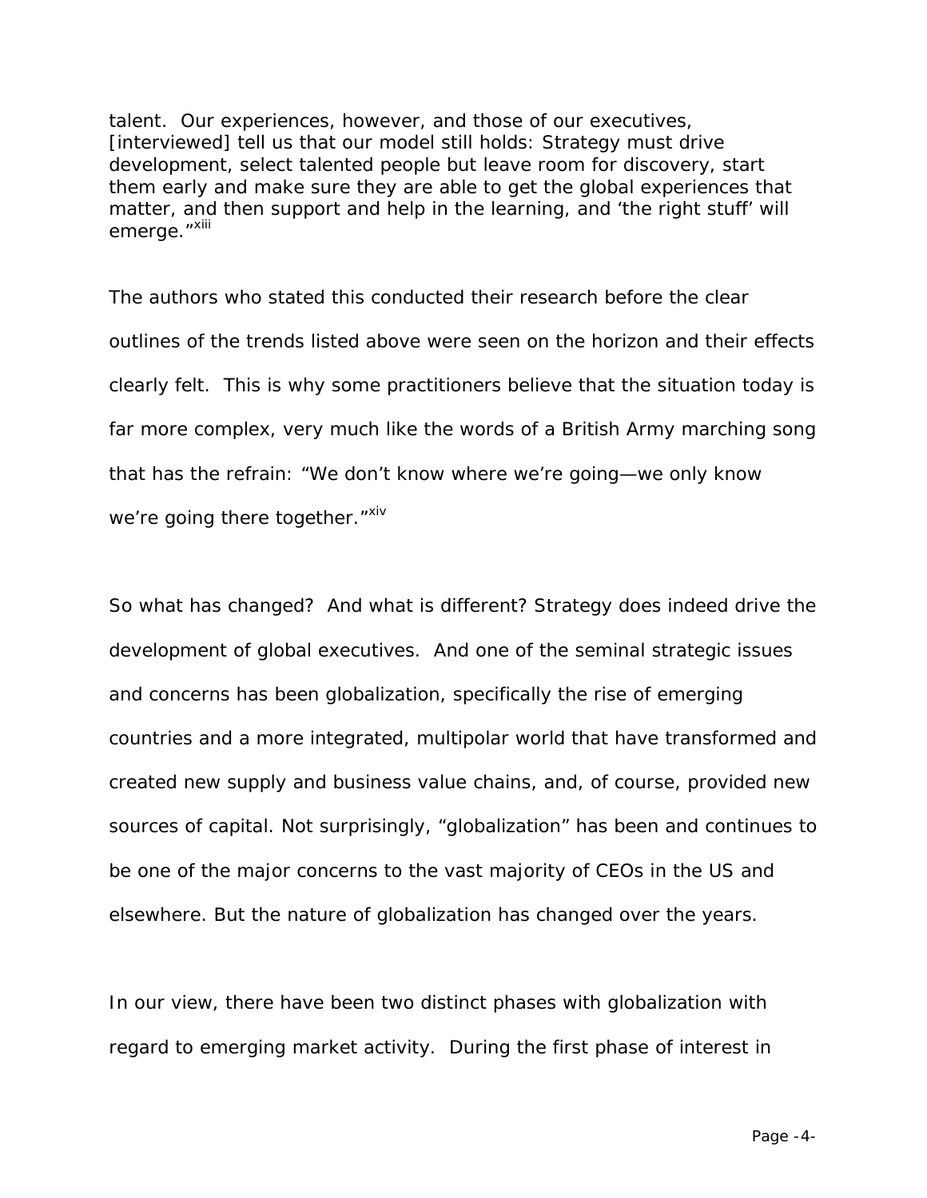talent. Our experiences, however, and those of our executives, [interviewed] tell us that our model still holds: Strategy must drive development, select talented people but leave room for discovery, start them early and make sure they are able to get the global experiences that matter, and then support and help in the learning, and 'the right stuff' will emerge."[xiii]

The authors who stated this conducted their research before the clear outlines of the trends listed above were seen on the horizon and their effects clearly felt. This is why some practitioners believe that the situation today is far more complex, very much like the words of a British Army marching song that has the refrain: "We don't know where we're going—we only know we're going there together."[xiv]

So what has changed? And what is different? Strategy does indeed drive the development of global executives. And one of the seminal strategic issues and concerns has been globalization, specifically the rise of emerging countries and a more integrated, multipolar world that have transformed and created new supply and business value chains, and, of course, provided new sources of capital. Not surprisingly, "globalization" has been and continues to be one of the major concerns to the vast majority of CEOs in the US and elsewhere. But the nature of globalization has changed over the years.

In our view, there have been two distinct phases with globalization with regard to emerging market activity. During the first phase of interest in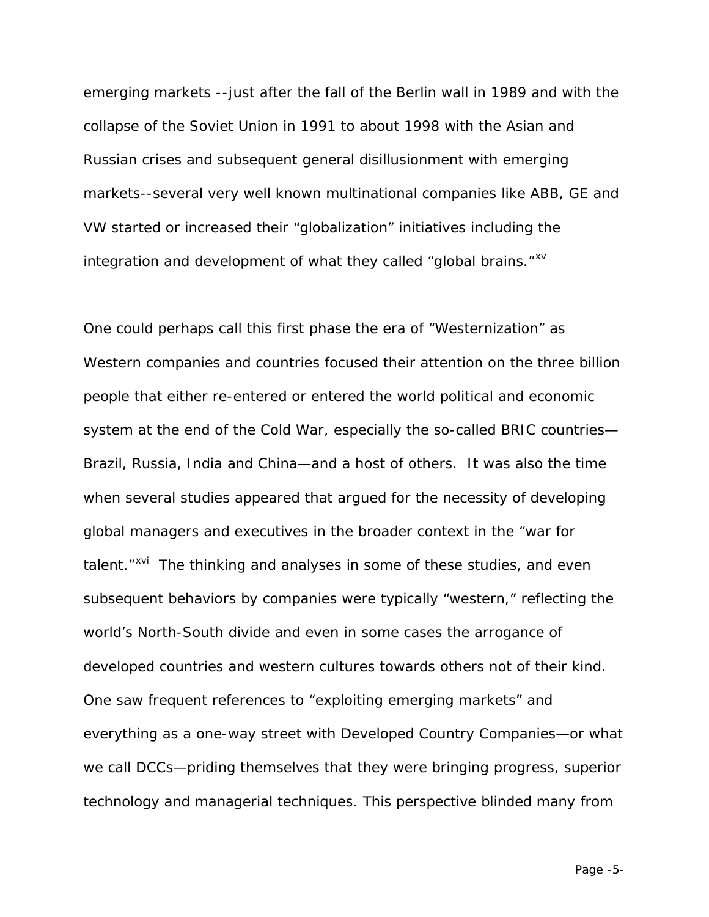emerging markets --just after the fall of the Berlin wall in 1989 and with the collapse of the Soviet Union in 1991 to about 1998 with the Asian and Russian crises and subsequent general disillusionment with emerging markets--several very well known multinational companies like ABB, GE and VW started or increased their "globalization" initiatives including the integration and development of what they called "global brains."[xv]

One could perhaps call this first phase the era of "Westernization" as Western companies and countries focused their attention on the three billion people that either re-entered or entered the world political and economic system at the end of the Cold War, especially the so-called BRIC countries—Brazil, Russia, India and China—and a host of others. It was also the time when several studies appeared that argued for the necessity of developing global managers and executives in the broader context in the "war for talent."[xvi] The thinking and analyses in some of these studies, and even subsequent behaviors by companies were typically "western," reflecting the world's North-South divide and even in some cases the arrogance of developed countries and western cultures towards others not of their kind. One saw frequent references to "exploiting emerging markets" and everything as a one-way street with Developed Country Companies—or what we call DCCs—priding themselves that they were bringing progress, superior technology and managerial techniques. This perspective blinded many from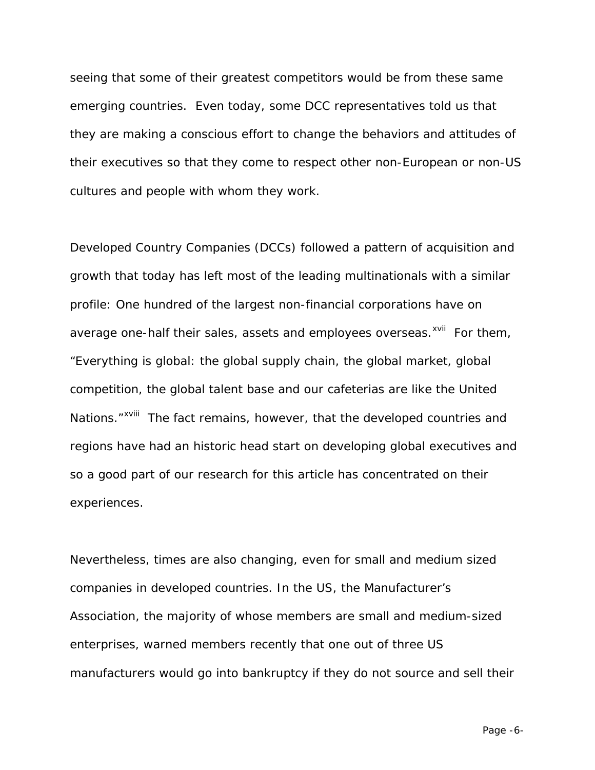seeing that some of their greatest competitors would be from these same emerging countries. Even today, some DCC representatives told us that they are making a conscious effort to change the behaviors and attitudes of their executives so that they come to respect other non-European or non-US cultures and people with whom they work.

Developed Country Companies (DCCs) followed a pattern of acquisition and growth that today has left most of the leading multinationals with a similar profile: One hundred of the largest non-financial corporations have on average one-half their sales, assets and employees overseas.[xvii] For them, "Everything is global: the global supply chain, the global market, global competition, the global talent base and our cafeterias are like the United Nations."[xviii] The fact remains, however, that the developed countries and regions have had an historic head start on developing global executives and so a good part of our research for this article has concentrated on their experiences.

Nevertheless, times are also changing, even for small and medium sized companies in developed countries. In the US, the Manufacturer's Association, the majority of whose members are small and medium-sized enterprises, warned members recently that one out of three US manufacturers would go into bankruptcy if they do not source and sell their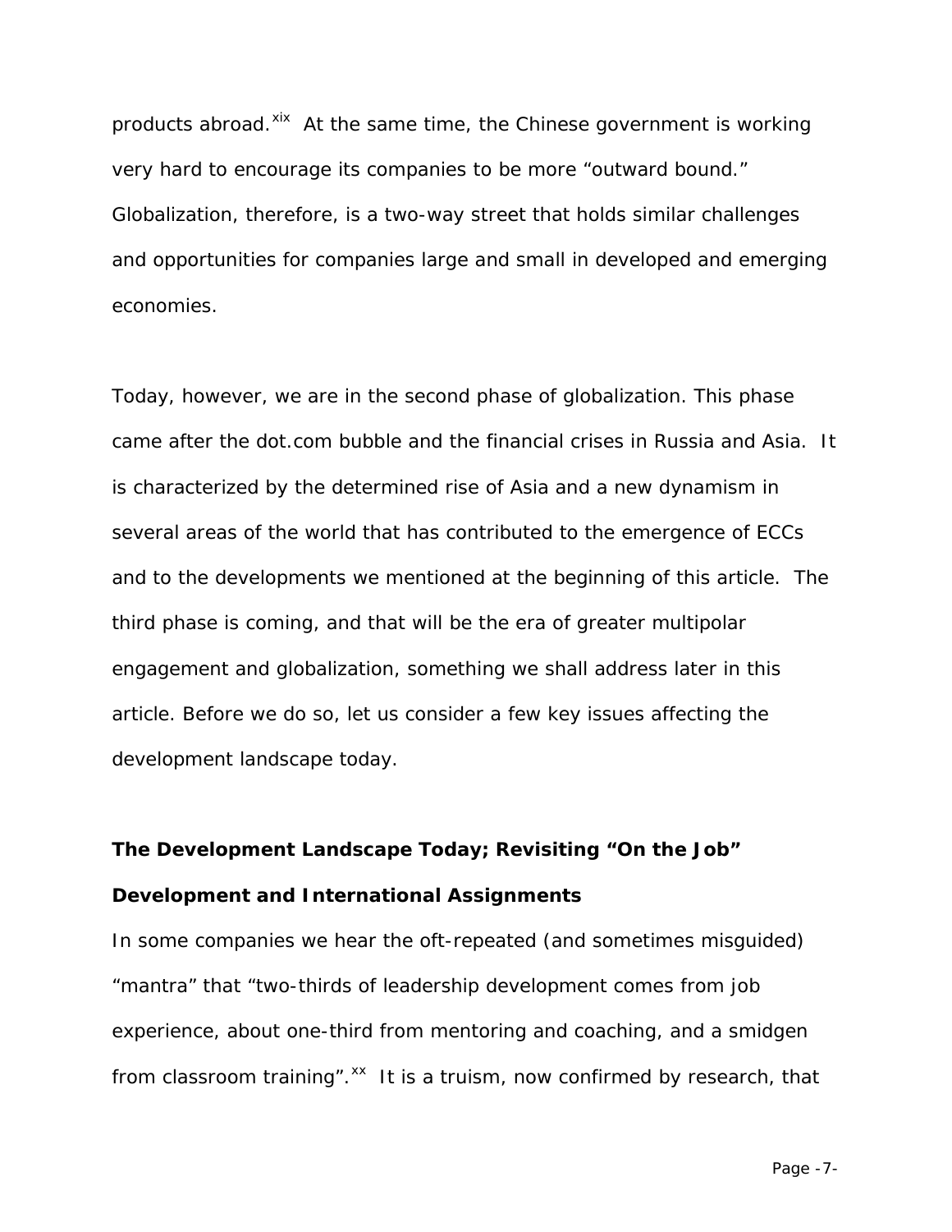products abroad.[xix] At the same time, the Chinese government is working very hard to encourage its companies to be more "outward bound." Globalization, therefore, is a two-way street that holds similar challenges and opportunities for companies large and small in developed and emerging economies.

Today, however, we are in the second phase of globalization. This phase came after the dot.com bubble and the financial crises in Russia and Asia. It is characterized by the determined rise of Asia and a new dynamism in several areas of the world that has contributed to the emergence of ECCs and to the developments we mentioned at the beginning of this article. The third phase is coming, and that will be the era of greater multipolar engagement and globalization, something we shall address later in this article. Before we do so, let us consider a few key issues affecting the development landscape today.

## The Development Landscape Today; Revisiting "On the Job" Development and International Assignments

In some companies we hear the oft-repeated (and sometimes misguided) "mantra" that "two-thirds of leadership development comes from job experience, about one-third from mentoring and coaching, and a smidgen from classroom training".[xx] It is a truism, now confirmed by research, that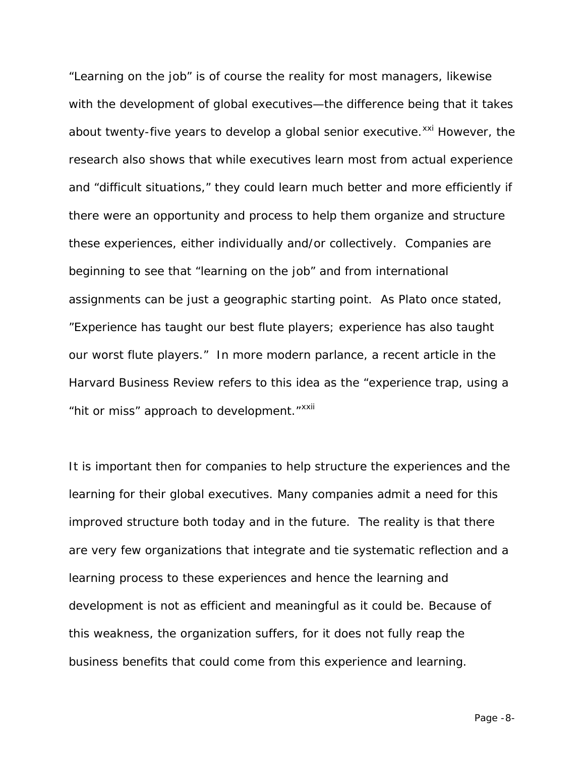"Learning on the job" is of course the reality for most managers, likewise with the development of global executives—the difference being that it takes about twenty-five years to develop a global senior executive.[xxi] However, the research also shows that while executives learn most from actual experience and "difficult situations," they could learn much better and more efficiently if there were an opportunity and process to help them organize and structure these experiences, either individually and/or collectively. Companies are beginning to see that "learning on the job" and from international assignments can be just a geographic starting point. As Plato once stated, "Experience has taught our best flute players; experience has also taught our worst flute players." In more modern parlance, a recent article in the Harvard Business Review refers to this idea as the "experience trap, using a "hit or miss" approach to development."[xxii]

It is important then for companies to help structure the experiences and the learning for their global executives. Many companies admit a need for this improved structure both today and in the future. The reality is that there are very few organizations that integrate and tie systematic reflection and a learning process to these experiences and hence the learning and development is not as efficient and meaningful as it could be. Because of this weakness, the organization suffers, for it does not fully reap the business benefits that could come from this experience and learning.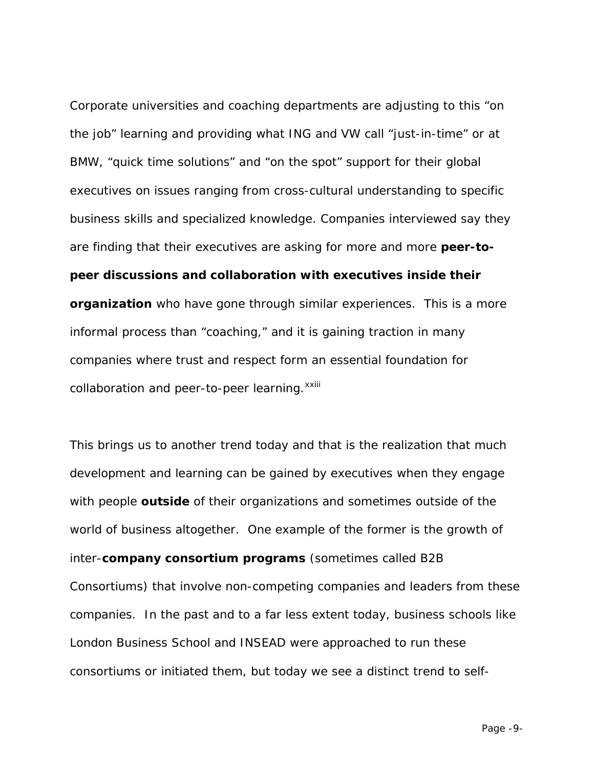Corporate universities and coaching departments are adjusting to this "on the job" learning and providing what ING and VW call "just-in-time" or at BMW, "quick time solutions" and "on the spot" support for their global executives on issues ranging from cross-cultural understanding to specific business skills and specialized knowledge. Companies interviewed say they are finding that their executives are asking for more and more **peer-to-peer discussions and collaboration with executives inside their organization** who have gone through similar experiences. This is a more informal process than "coaching," and it is gaining traction in many companies where trust and respect form an essential foundation for collaboration and peer-to-peer learning.[xxiii]

This brings us to another trend today and that is the realization that much development and learning can be gained by executives when they engage with people **outside** of their organizations and sometimes outside of the world of business altogether. One example of the former is the growth of inter-**company consortium programs** (sometimes called B2B Consortiums) that involve non-competing companies and leaders from these companies. In the past and to a far less extent today, business schools like London Business School and INSEAD were approached to run these consortiums or initiated them, but today we see a distinct trend to self-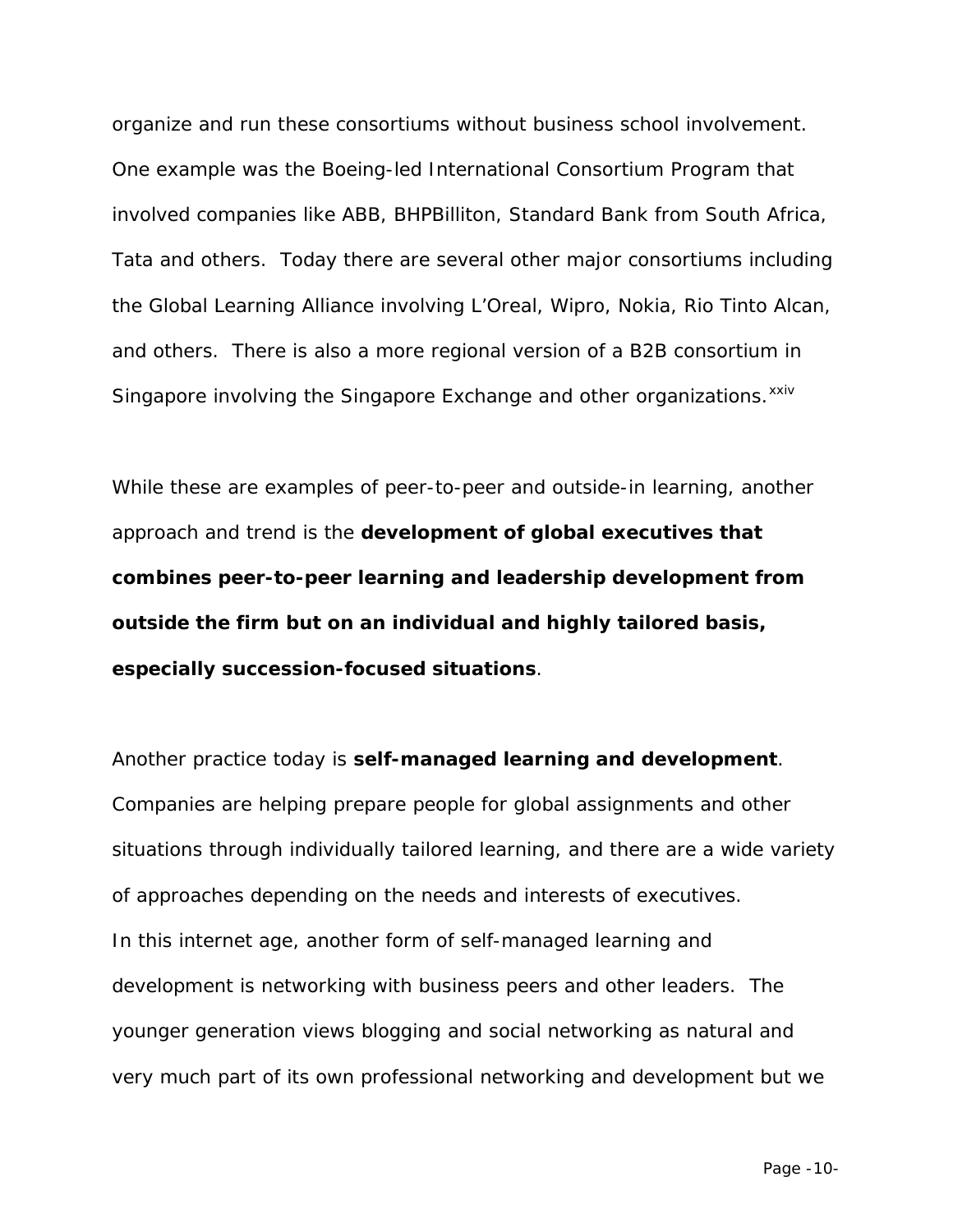organize and run these consortiums without business school involvement. One example was the Boeing-led International Consortium Program that involved companies like ABB, BHPBilliton, Standard Bank from South Africa, Tata and others. Today there are several other major consortiums including the Global Learning Alliance involving L'Oreal, Wipro, Nokia, Rio Tinto Alcan, and others. There is also a more regional version of a B2B consortium in Singapore involving the Singapore Exchange and other organizations.[xxiv]

While these are examples of peer-to-peer and outside-in learning, another approach and trend is the **development of global executives that combines peer-to-peer learning and leadership development from outside the firm but on an individual and highly tailored basis, especially succession-focused situations**.

Another practice today is **self-managed learning and development**. Companies are helping prepare people for global assignments and other situations through individually tailored learning, and there are a wide variety of approaches depending on the needs and interests of executives.
In this internet age, another form of self-managed learning and development is networking with business peers and other leaders. The younger generation views blogging and social networking as natural and very much part of its own professional networking and development but we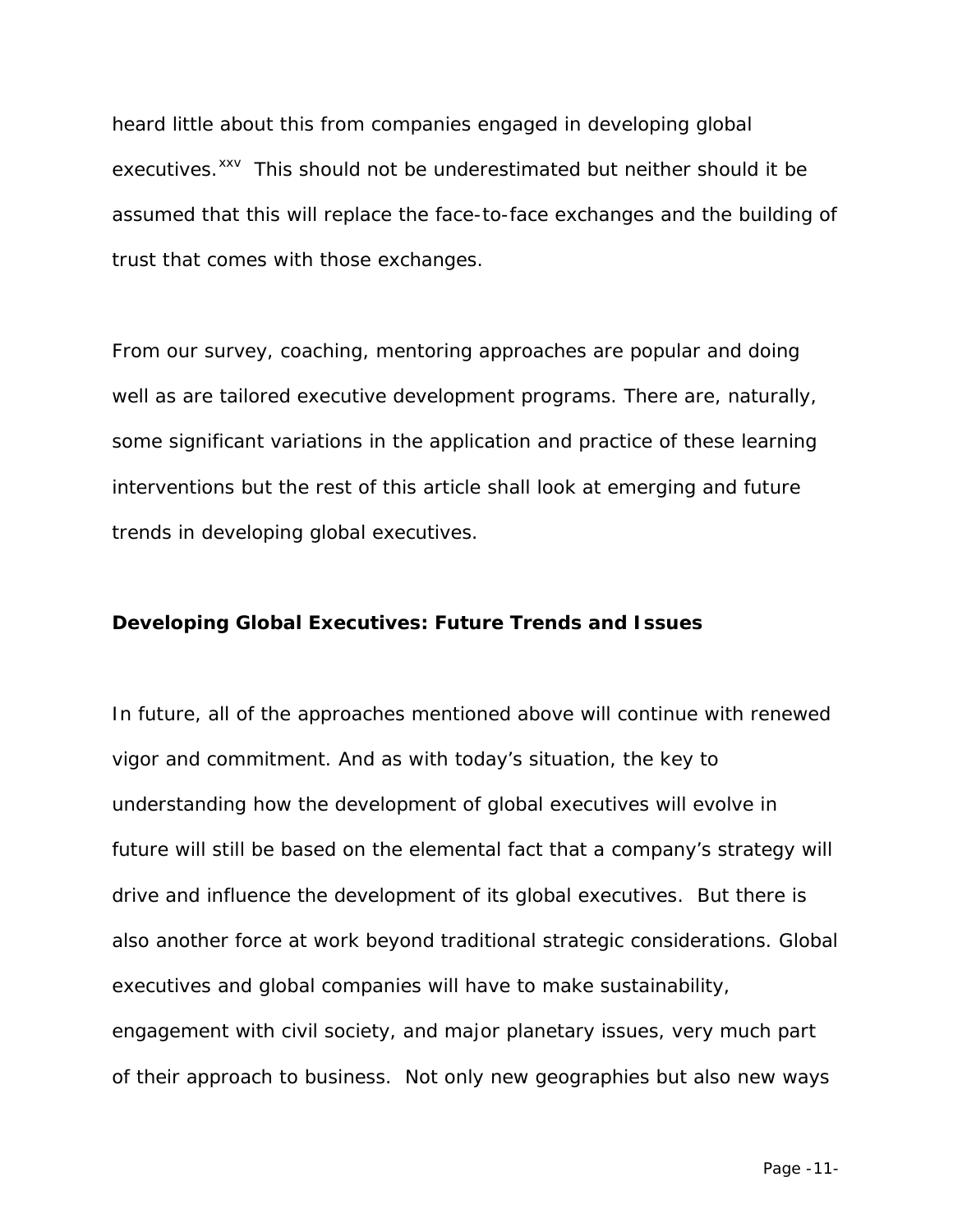heard little about this from companies engaged in developing global executives.[xxv] This should not be underestimated but neither should it be assumed that this will replace the face-to-face exchanges and the building of trust that comes with those exchanges.

From our survey, coaching, mentoring approaches are popular and doing well as are tailored executive development programs. There are, naturally, some significant variations in the application and practice of these learning interventions but the rest of this article shall look at emerging and future trends in developing global executives.

**Developing Global Executives: Future Trends and Issues**

In future, all of the approaches mentioned above will continue with renewed vigor and commitment. And as with today's situation, the key to understanding how the development of global executives will evolve in future will still be based on the elemental fact that a company's strategy will drive and influence the development of its global executives. But there is also another force at work beyond traditional strategic considerations. Global executives and global companies will have to make sustainability, engagement with civil society, and major planetary issues, very much part of their approach to business. Not only new geographies but also new ways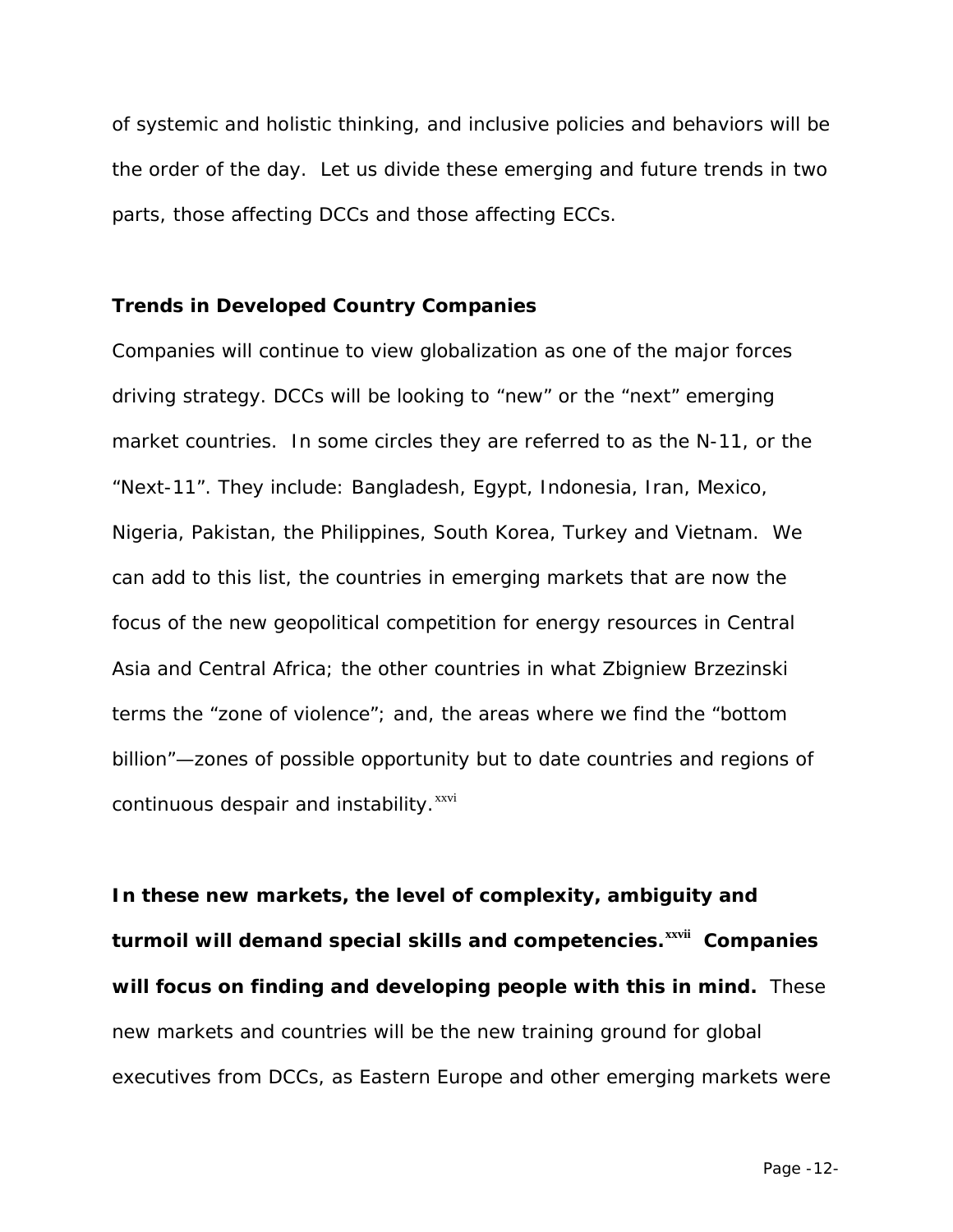of systemic and holistic thinking, and inclusive policies and behaviors will be the order of the day. Let us divide these emerging and future trends in two parts, those affecting DCCs and those affecting ECCs.

### Trends in Developed Country Companies

Companies will continue to view globalization as one of the major forces driving strategy. DCCs will be looking to "new" or the "next" emerging market countries. In some circles they are referred to as the N-11, or the "Next-11". They include: Bangladesh, Egypt, Indonesia, Iran, Mexico, Nigeria, Pakistan, the Philippines, South Korea, Turkey and Vietnam. We can add to this list, the countries in emerging markets that are now the focus of the new geopolitical competition for energy resources in Central Asia and Central Africa; the other countries in what Zbigniew Brzezinski terms the "zone of violence"; and, the areas where we find the "bottom billion"—zones of possible opportunity but to date countries and regions of continuous despair and instability.[xxvi]

**In these new markets, the level of complexity, ambiguity and turmoil will demand special skills and competencies.[xxvii] Companies will focus on finding and developing people with this in mind.** These new markets and countries will be the new training ground for global executives from DCCs, as Eastern Europe and other emerging markets were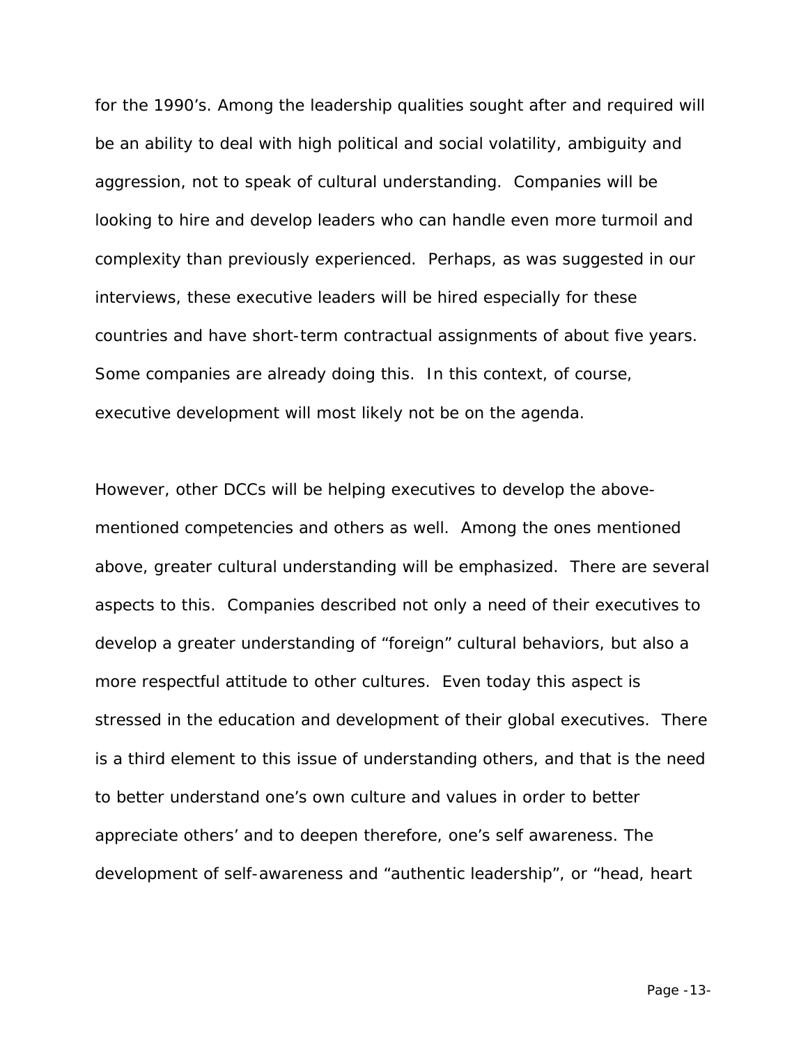for the 1990's. Among the leadership qualities sought after and required will be an ability to deal with high political and social volatility, ambiguity and aggression, not to speak of cultural understanding. Companies will be looking to hire and develop leaders who can handle even more turmoil and complexity than previously experienced. Perhaps, as was suggested in our interviews, these executive leaders will be hired especially for these countries and have short-term contractual assignments of about five years. Some companies are already doing this. In this context, of course, executive development will most likely not be on the agenda.

However, other DCCs will be helping executives to develop the above-mentioned competencies and others as well. Among the ones mentioned above, greater cultural understanding will be emphasized. There are several aspects to this. Companies described not only a need of their executives to develop a greater understanding of "foreign" cultural behaviors, but also a more respectful attitude to other cultures. Even today this aspect is stressed in the education and development of their global executives. There is a third element to this issue of understanding others, and that is the need to better understand one's own culture and values in order to better appreciate others' and to deepen therefore, one's self awareness. The development of self-awareness and "authentic leadership", or "head, heart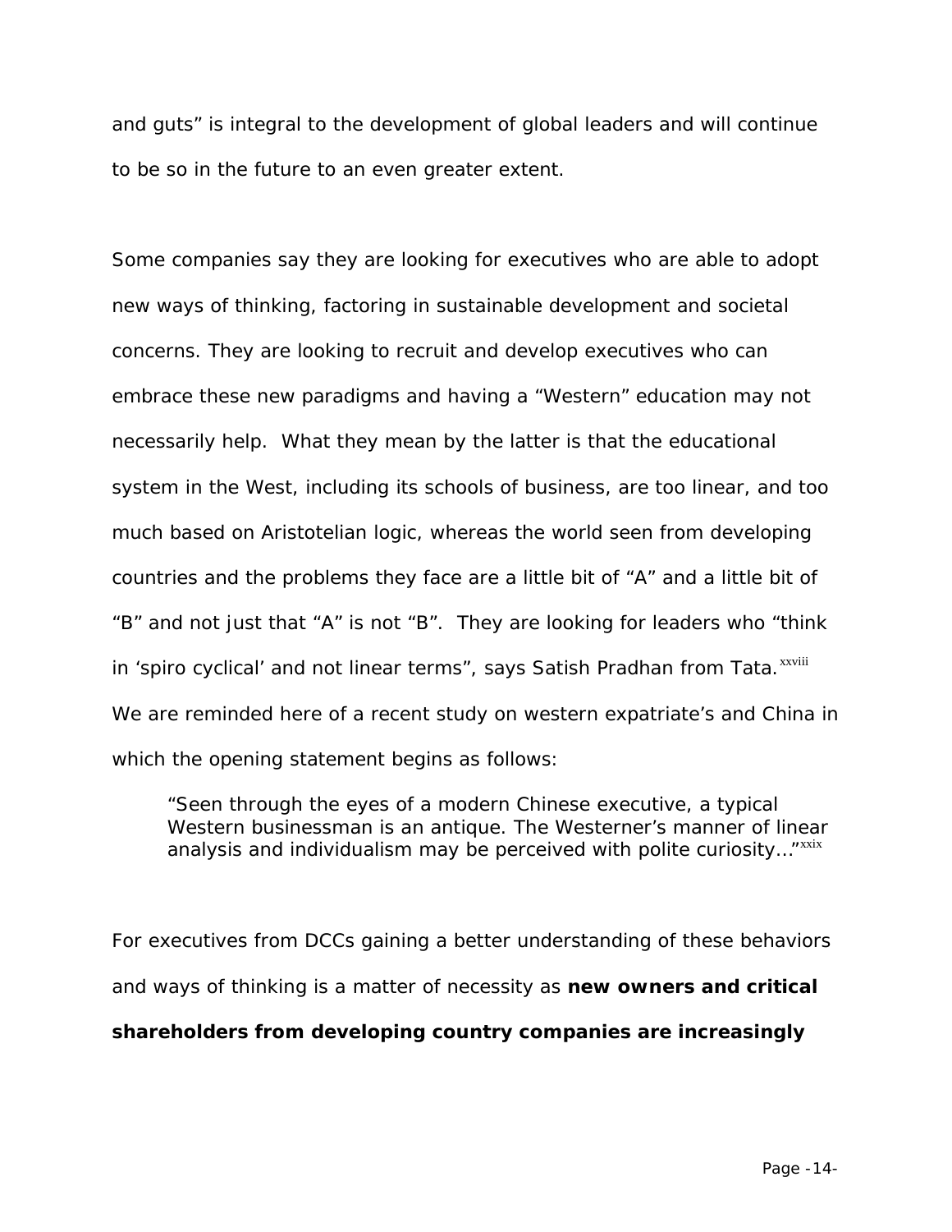and guts" is integral to the development of global leaders and will continue to be so in the future to an even greater extent.

Some companies say they are looking for executives who are able to adopt new ways of thinking, factoring in sustainable development and societal concerns. They are looking to recruit and develop executives who can embrace these new paradigms and having a "Western" education may not necessarily help. What they mean by the latter is that the educational system in the West, including its schools of business, are too linear, and too much based on Aristotelian logic, whereas the world seen from developing countries and the problems they face are a little bit of "A" and a little bit of "B" and not just that "A" is not "B". They are looking for leaders who "think in 'spiro cyclical' and not linear terms", says Satish Pradhan from Tata.[xxviii] We are reminded here of a recent study on western expatriate's and China in which the opening statement begins as follows:

> "Seen through the eyes of a modern Chinese executive, a typical Western businessman is an antique. The Westerner's manner of linear analysis and individualism may be perceived with polite curiosity…"[xxix]

For executives from DCCs gaining a better understanding of these behaviors and ways of thinking is a matter of necessity as **new owners and critical shareholders from developing country companies are increasingly**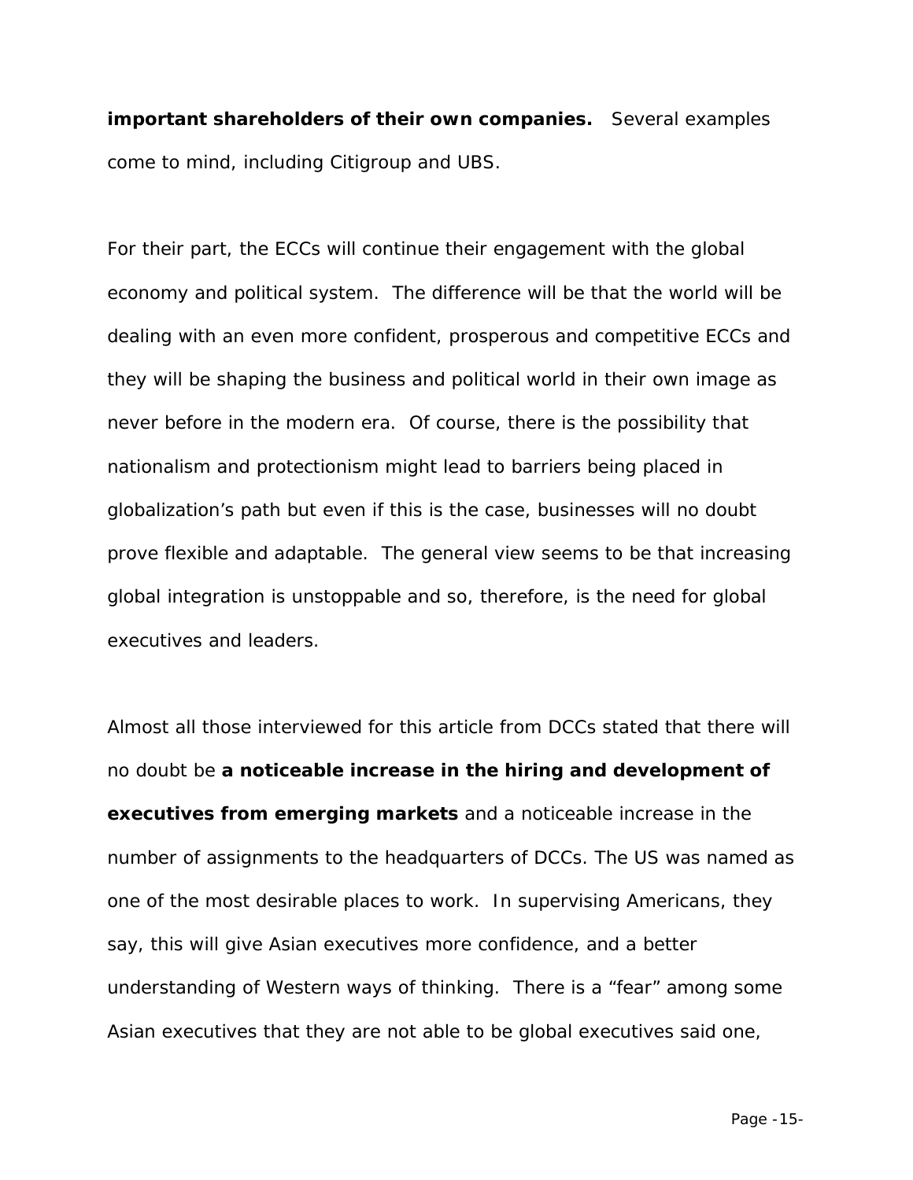**important shareholders of their own companies.** Several examples come to mind, including Citigroup and UBS.

For their part, the ECCs will continue their engagement with the global economy and political system. The difference will be that the world will be dealing with an even more confident, prosperous and competitive ECCs and they will be shaping the business and political world in their own image as never before in the modern era. Of course, there is the possibility that nationalism and protectionism might lead to barriers being placed in globalization's path but even if this is the case, businesses will no doubt prove flexible and adaptable. The general view seems to be that increasing global integration is unstoppable and so, therefore, is the need for global executives and leaders.

Almost all those interviewed for this article from DCCs stated that there will no doubt be **a noticeable increase in the hiring and development of executives from emerging markets** and a noticeable increase in the number of assignments to the headquarters of DCCs. The US was named as one of the most desirable places to work. In supervising Americans, they say, this will give Asian executives more confidence, and a better understanding of Western ways of thinking. There is a "fear" among some Asian executives that they are not able to be global executives said one,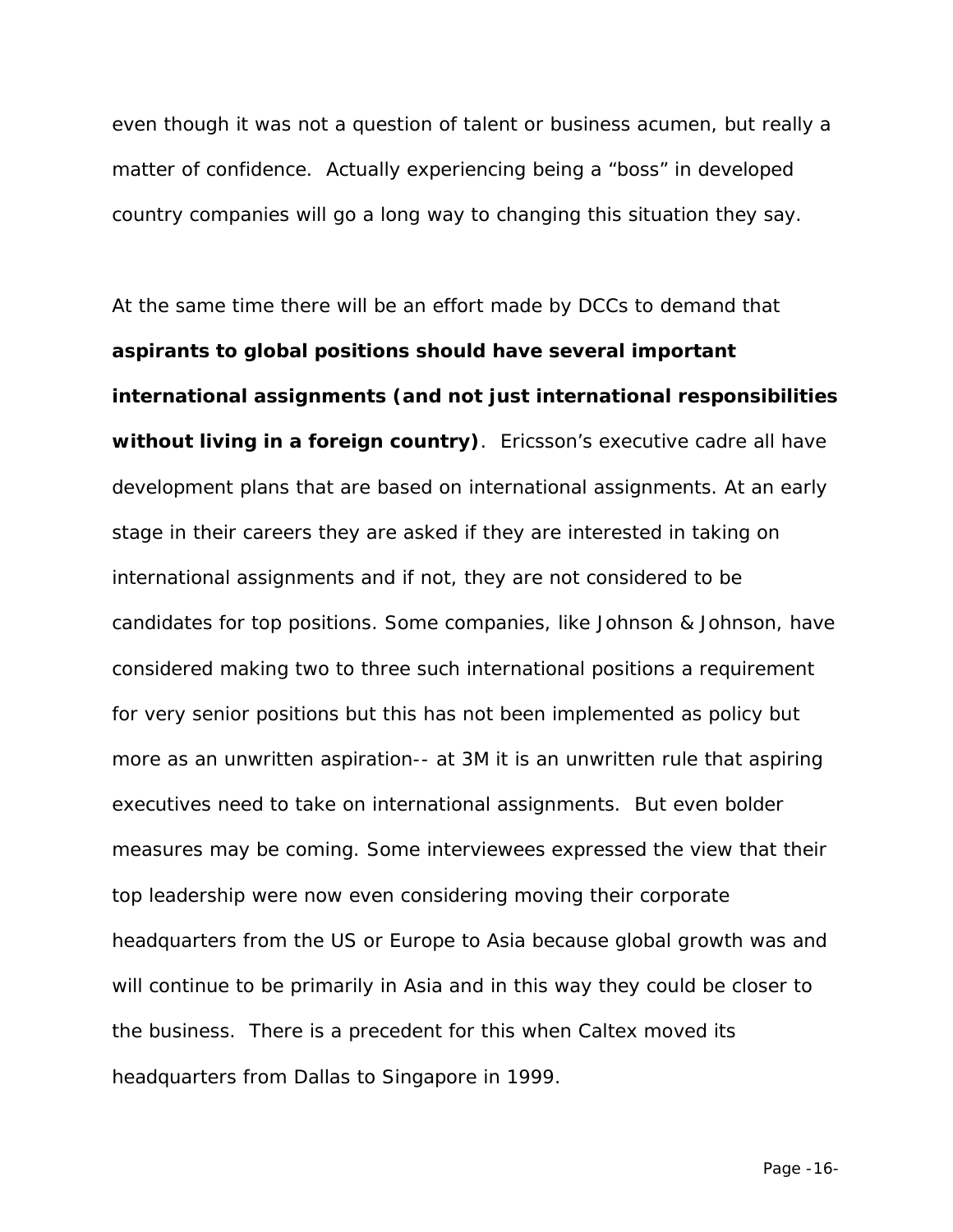even though it was not a question of talent or business acumen, but really a matter of confidence. Actually experiencing being a “boss” in developed country companies will go a long way to changing this situation they say.

At the same time there will be an effort made by DCCs to demand that **aspirants to global positions should have several important international assignments (and not just international responsibilities without living in a foreign country)**. Ericsson’s executive cadre all have development plans that are based on international assignments. At an early stage in their careers they are asked if they are interested in taking on international assignments and if not, they are not considered to be candidates for top positions. Some companies, like Johnson & Johnson, have considered making two to three such international positions a requirement for very senior positions but this has not been implemented as policy but more as an unwritten aspiration-- at 3M it is an unwritten rule that aspiring executives need to take on international assignments. But even bolder measures may be coming. Some interviewees expressed the view that their top leadership were now even considering moving their corporate headquarters from the US or Europe to Asia because global growth was and will continue to be primarily in Asia and in this way they could be closer to the business. There is a precedent for this when Caltex moved its headquarters from Dallas to Singapore in 1999.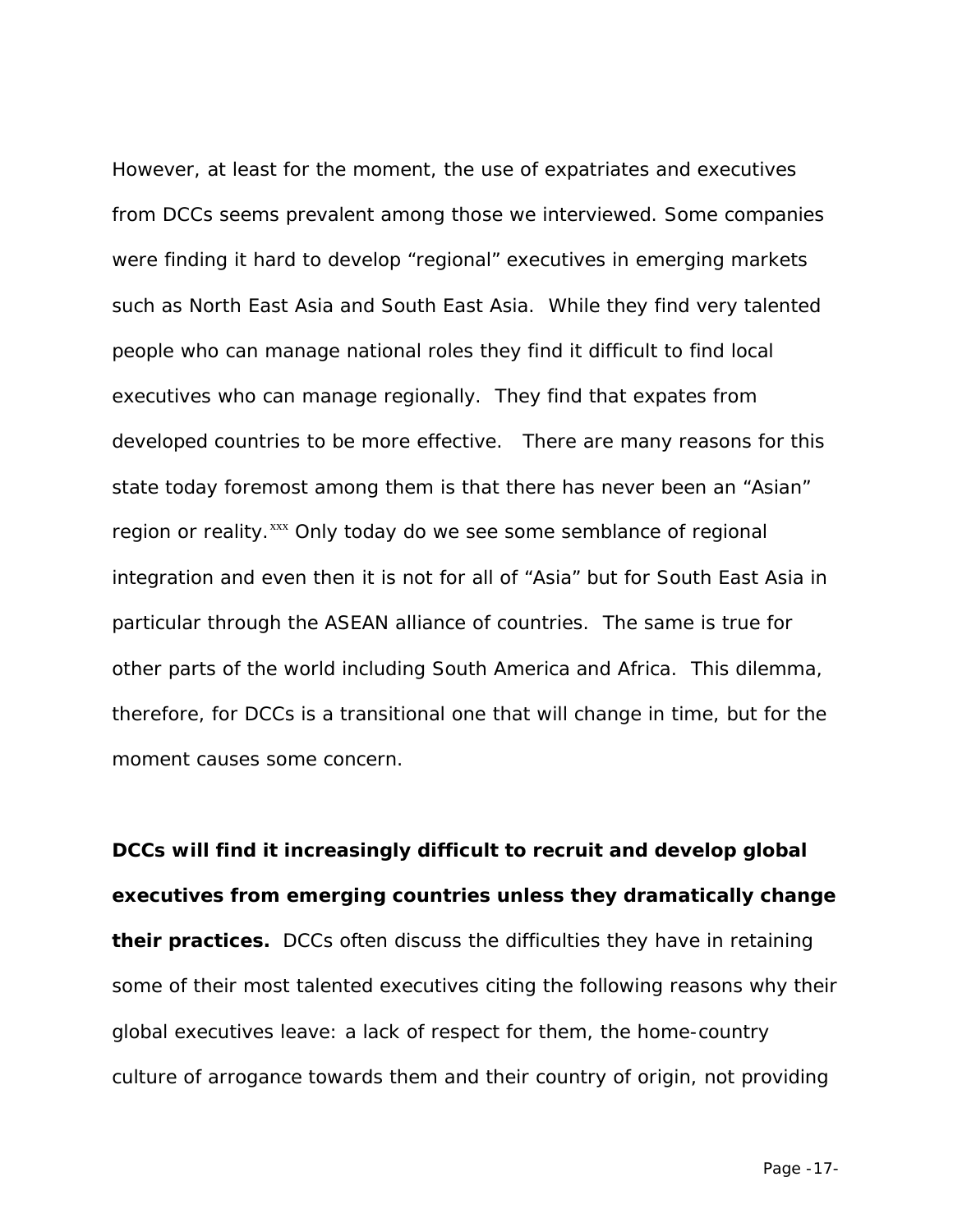However, at least for the moment, the use of expatriates and executives from DCCs seems prevalent among those we interviewed. Some companies were finding it hard to develop "regional" executives in emerging markets such as North East Asia and South East Asia. While they find very talented people who can manage national roles they find it difficult to find local executives who can manage regionally. They find that expates from developed countries to be more effective. There are many reasons for this state today foremost among them is that there has never been an "Asian" region or reality.[xxx] Only today do we see some semblance of regional integration and even then it is not for all of "Asia" but for South East Asia in particular through the ASEAN alliance of countries. The same is true for other parts of the world including South America and Africa. This dilemma, therefore, for DCCs is a transitional one that will change in time, but for the moment causes some concern.

**DCCs will find it increasingly difficult to recruit and develop global executives from emerging countries unless they dramatically change their practices.** DCCs often discuss the difficulties they have in retaining some of their most talented executives citing the following reasons why their global executives leave: a lack of respect for them, the home-country culture of arrogance towards them and their country of origin, not providing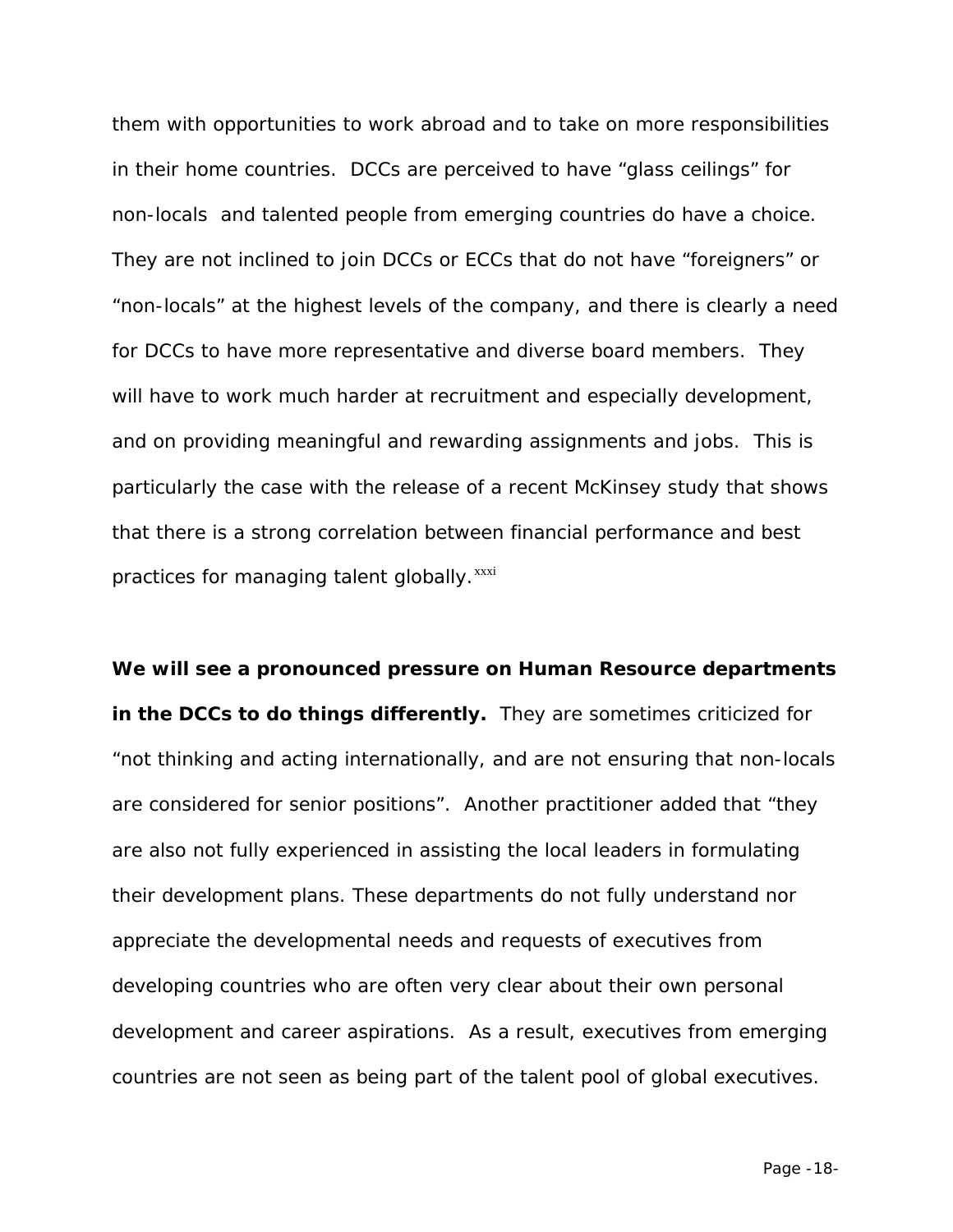them with opportunities to work abroad and to take on more responsibilities in their home countries. DCCs are perceived to have "glass ceilings" for non-locals and talented people from emerging countries do have a choice. They are not inclined to join DCCs or ECCs that do not have "foreigners" or "non-locals" at the highest levels of the company, and there is clearly a need for DCCs to have more representative and diverse board members. They will have to work much harder at recruitment and especially development, and on providing meaningful and rewarding assignments and jobs. This is particularly the case with the release of a recent McKinsey study that shows that there is a strong correlation between financial performance and best practices for managing talent globally.[xxxi]

**We will see a pronounced pressure on Human Resource departments in the DCCs to do things differently.** They are sometimes criticized for "not thinking and acting internationally, and are not ensuring that non-locals are considered for senior positions". Another practitioner added that "they are also not fully experienced in assisting the local leaders in formulating their development plans. These departments do not fully understand nor appreciate the developmental needs and requests of executives from developing countries who are often very clear about their own personal development and career aspirations. As a result, executives from emerging countries are not seen as being part of the talent pool of global executives.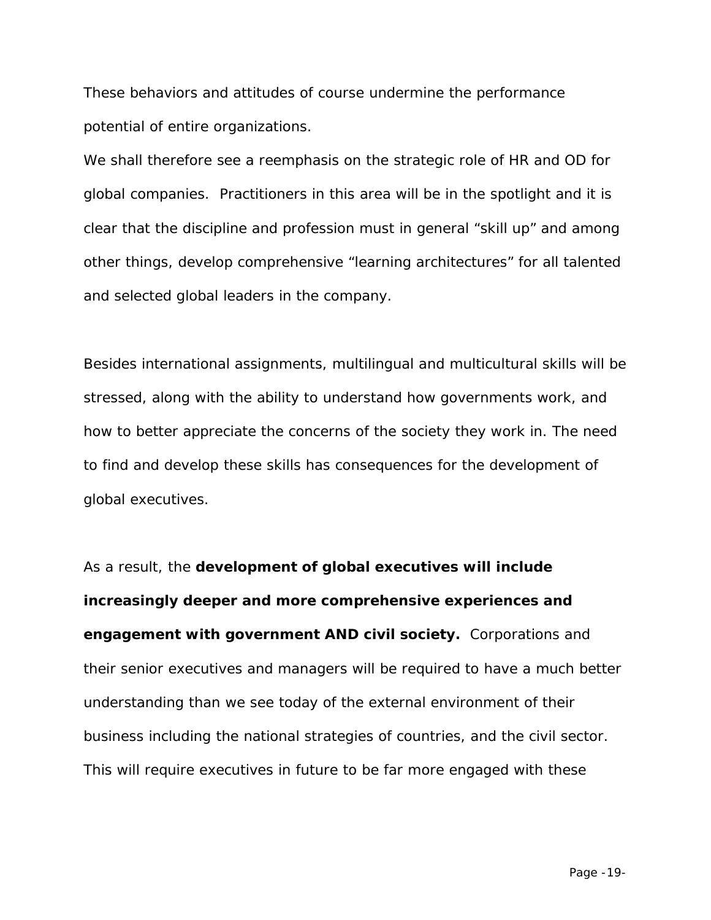These behaviors and attitudes of course undermine the performance potential of entire organizations.

We shall therefore see a reemphasis on the strategic role of HR and OD for global companies. Practitioners in this area will be in the spotlight and it is clear that the discipline and profession must in general "skill up" and among other things, develop comprehensive "learning architectures" for all talented and selected global leaders in the company.

Besides international assignments, multilingual and multicultural skills will be stressed, along with the ability to understand how governments work, and how to better appreciate the concerns of the society they work in. The need to find and develop these skills has consequences for the development of global executives.

As a result, the **development of global executives will include increasingly deeper and more comprehensive experiences and engagement with government AND civil society.** Corporations and their senior executives and managers will be required to have a much better understanding than we see today of the external environment of their business including the national strategies of countries, and the civil sector. This will require executives in future to be far more engaged with these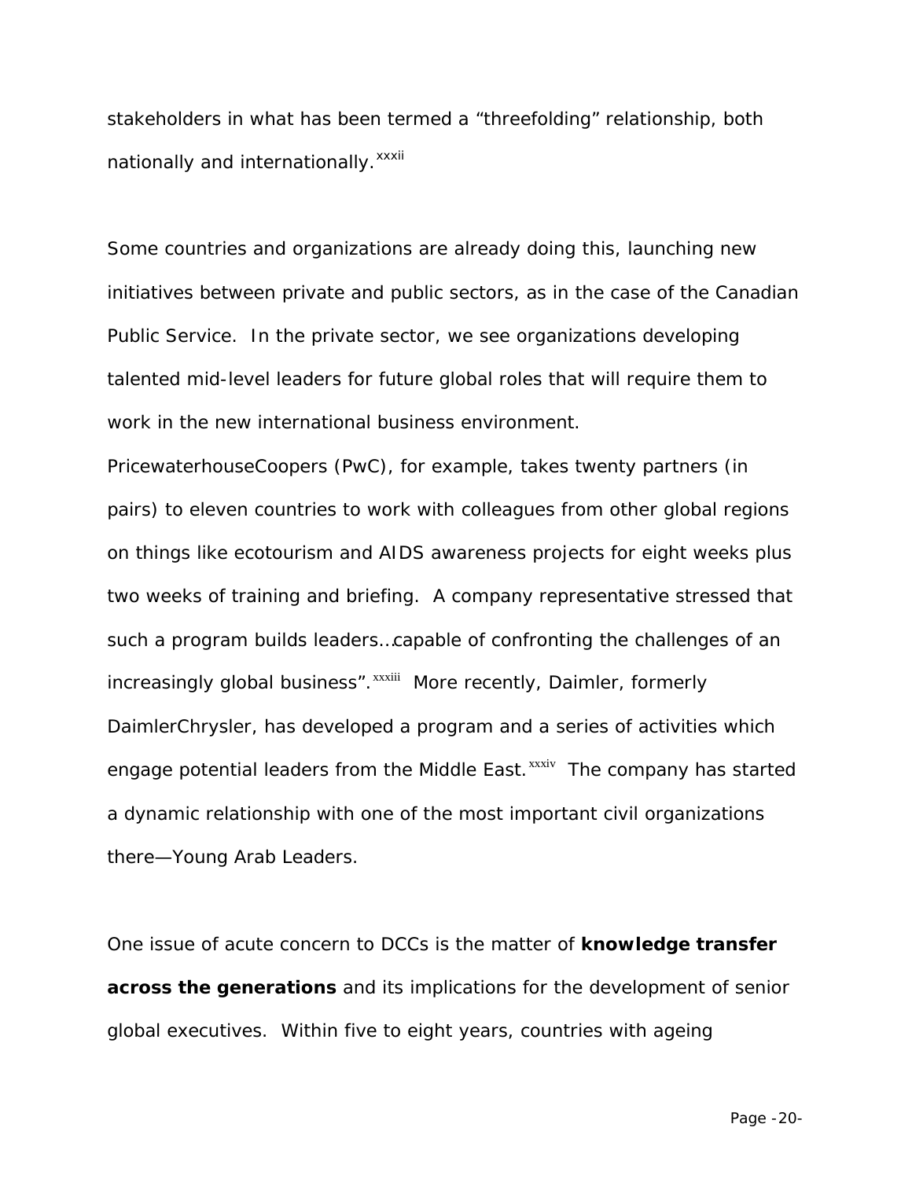stakeholders in what has been termed a "threefolding" relationship, both nationally and internationally.[xxxii]

Some countries and organizations are already doing this, launching new initiatives between private and public sectors, as in the case of the Canadian Public Service. In the private sector, we see organizations developing talented mid-level leaders for future global roles that will require them to work in the new international business environment. PricewaterhouseCoopers (PwC), for example, takes twenty partners (in pairs) to eleven countries to work with colleagues from other global regions on things like ecotourism and AIDS awareness projects for eight weeks plus two weeks of training and briefing. A company representative stressed that such a program builds leaders…capable of confronting the challenges of an increasingly global business".[xxxiii] More recently, Daimler, formerly DaimlerChrysler, has developed a program and a series of activities which engage potential leaders from the Middle East.[xxxiv] The company has started a dynamic relationship with one of the most important civil organizations there—Young Arab Leaders.

One issue of acute concern to DCCs is the matter of **knowledge transfer across the generations** and its implications for the development of senior global executives. Within five to eight years, countries with ageing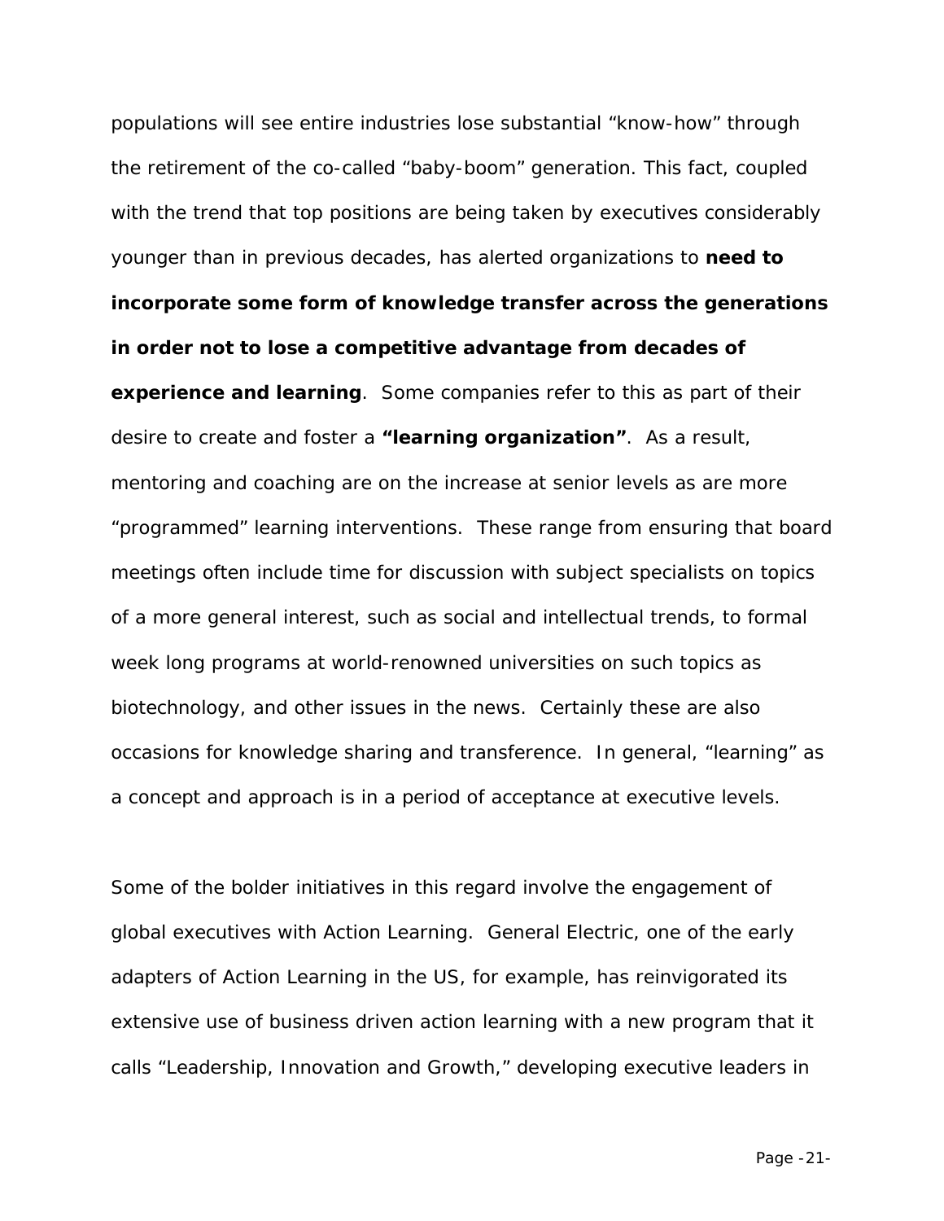populations will see entire industries lose substantial "know-how" through the retirement of the co-called "baby-boom" generation. This fact, coupled with the trend that top positions are being taken by executives considerably younger than in previous decades, has alerted organizations to **need to incorporate some form of knowledge transfer across the generations in order not to lose a competitive advantage from decades of experience and learning**. Some companies refer to this as part of their desire to create and foster a **"learning organization"**. As a result, mentoring and coaching are on the increase at senior levels as are more "programmed" learning interventions. These range from ensuring that board meetings often include time for discussion with subject specialists on topics of a more general interest, such as social and intellectual trends, to formal week long programs at world-renowned universities on such topics as biotechnology, and other issues in the news. Certainly these are also occasions for knowledge sharing and transference. In general, "learning" as a concept and approach is in a period of acceptance at executive levels.

Some of the bolder initiatives in this regard involve the engagement of global executives with Action Learning. General Electric, one of the early adapters of Action Learning in the US, for example, has reinvigorated its extensive use of business driven action learning with a new program that it calls "Leadership, Innovation and Growth," developing executive leaders in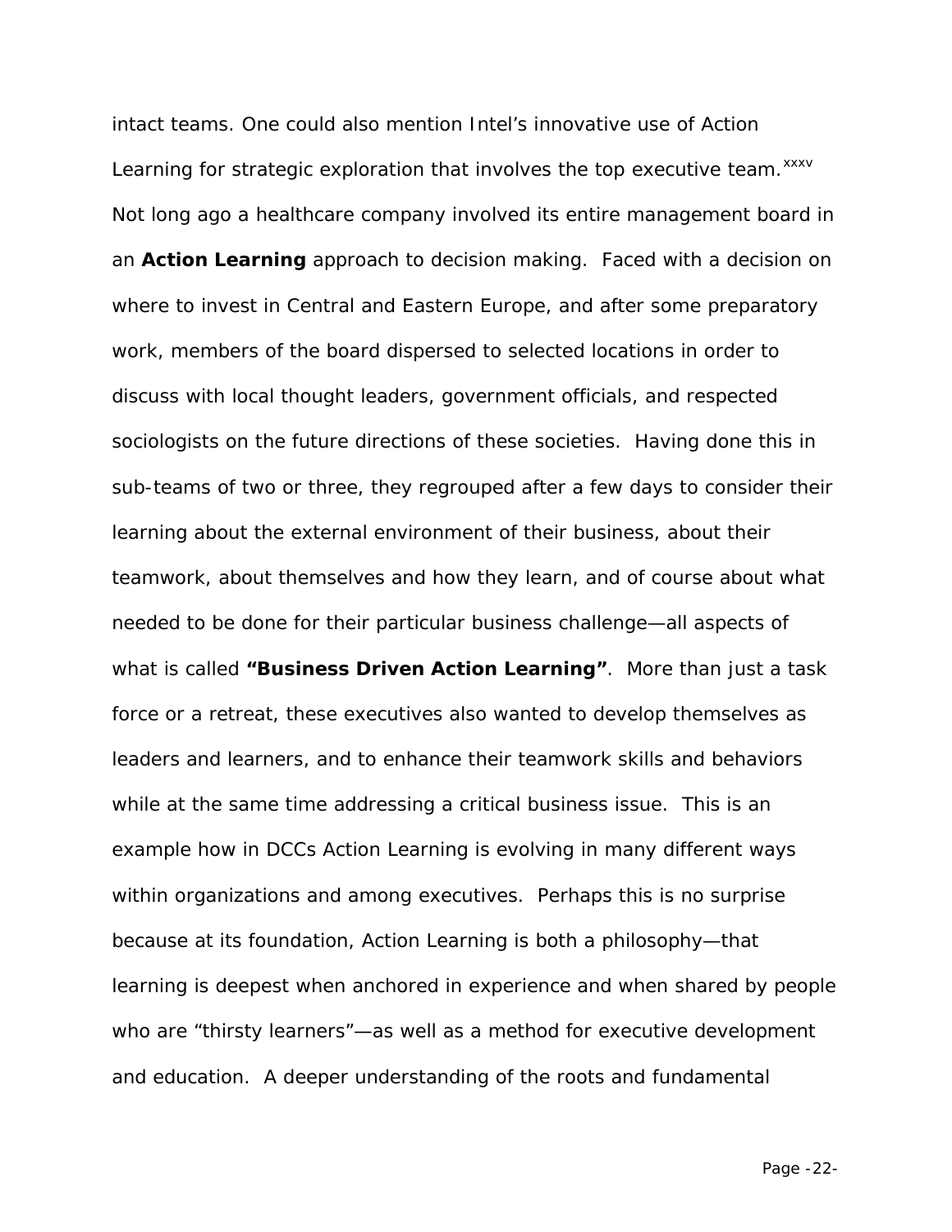intact teams. One could also mention Intel's innovative use of Action Learning for strategic exploration that involves the top executive team.[xxxv] Not long ago a healthcare company involved its entire management board in an **Action Learning** approach to decision making. Faced with a decision on where to invest in Central and Eastern Europe, and after some preparatory work, members of the board dispersed to selected locations in order to discuss with local thought leaders, government officials, and respected sociologists on the future directions of these societies. Having done this in sub-teams of two or three, they regrouped after a few days to consider their learning about the external environment of their business, about their teamwork, about themselves and how they learn, and of course about what needed to be done for their particular business challenge—all aspects of what is called **"Business Driven Action Learning"**. More than just a task force or a retreat, these executives also wanted to develop themselves as leaders and learners, and to enhance their teamwork skills and behaviors while at the same time addressing a critical business issue. This is an example how in DCCs Action Learning is evolving in many different ways within organizations and among executives. Perhaps this is no surprise because at its foundation, Action Learning is both a philosophy—that learning is deepest when anchored in experience and when shared by people who are "thirsty learners"—as well as a method for executive development and education. A deeper understanding of the roots and fundamental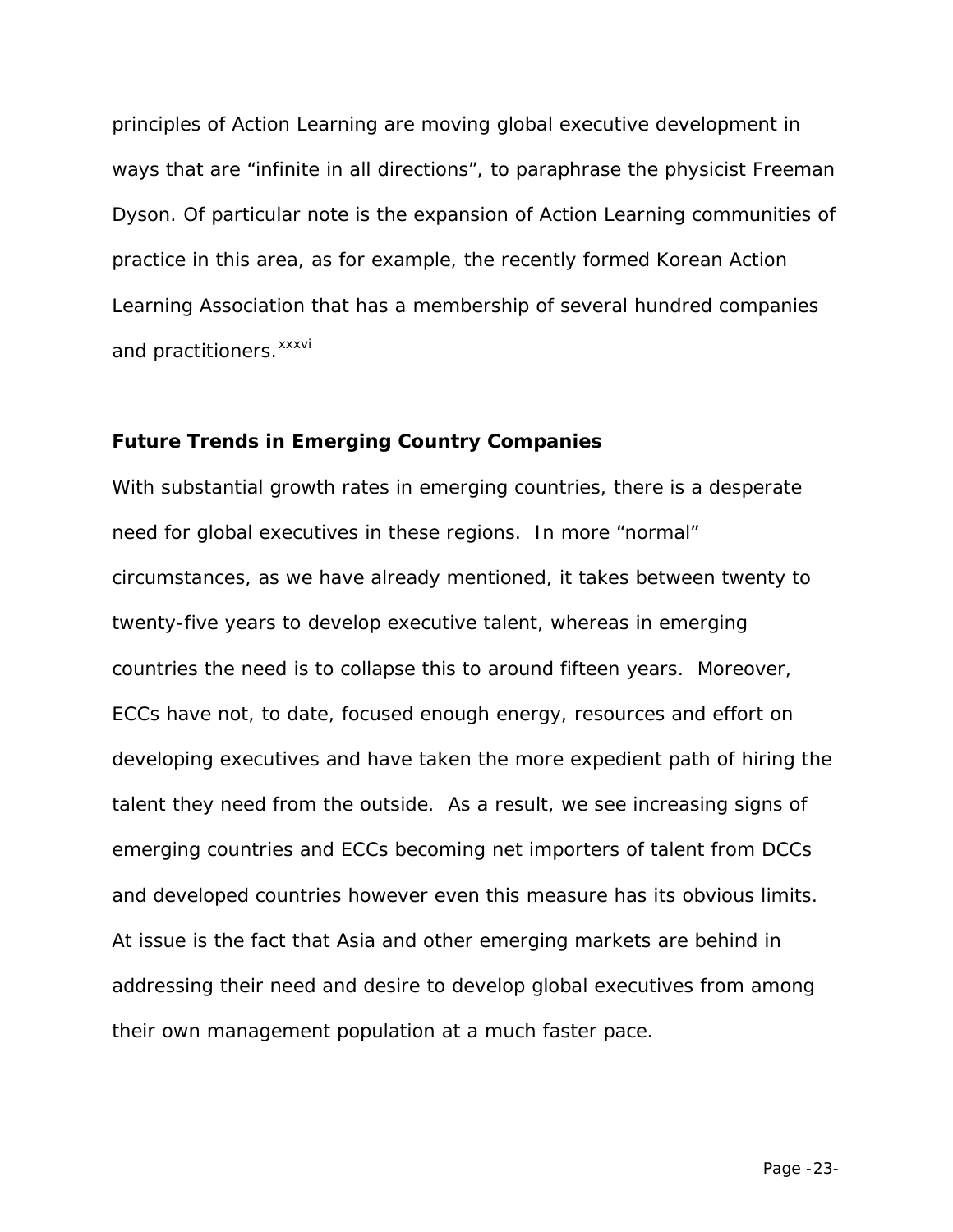principles of Action Learning are moving global executive development in ways that are "infinite in all directions", to paraphrase the physicist Freeman Dyson. Of particular note is the expansion of Action Learning communities of practice in this area, as for example, the recently formed Korean Action Learning Association that has a membership of several hundred companies and practitioners.[xxxvi]

**Future Trends in Emerging Country Companies**

With substantial growth rates in emerging countries, there is a desperate need for global executives in these regions. In more "normal" circumstances, as we have already mentioned, it takes between twenty to twenty-five years to develop executive talent, whereas in emerging countries the need is to collapse this to around fifteen years. Moreover, ECCs have not, to date, focused enough energy, resources and effort on developing executives and have taken the more expedient path of hiring the talent they need from the outside. As a result, we see increasing signs of emerging countries and ECCs becoming net importers of talent from DCCs and developed countries however even this measure has its obvious limits. At issue is the fact that Asia and other emerging markets are behind in addressing their need and desire to develop global executives from among their own management population at a much faster pace.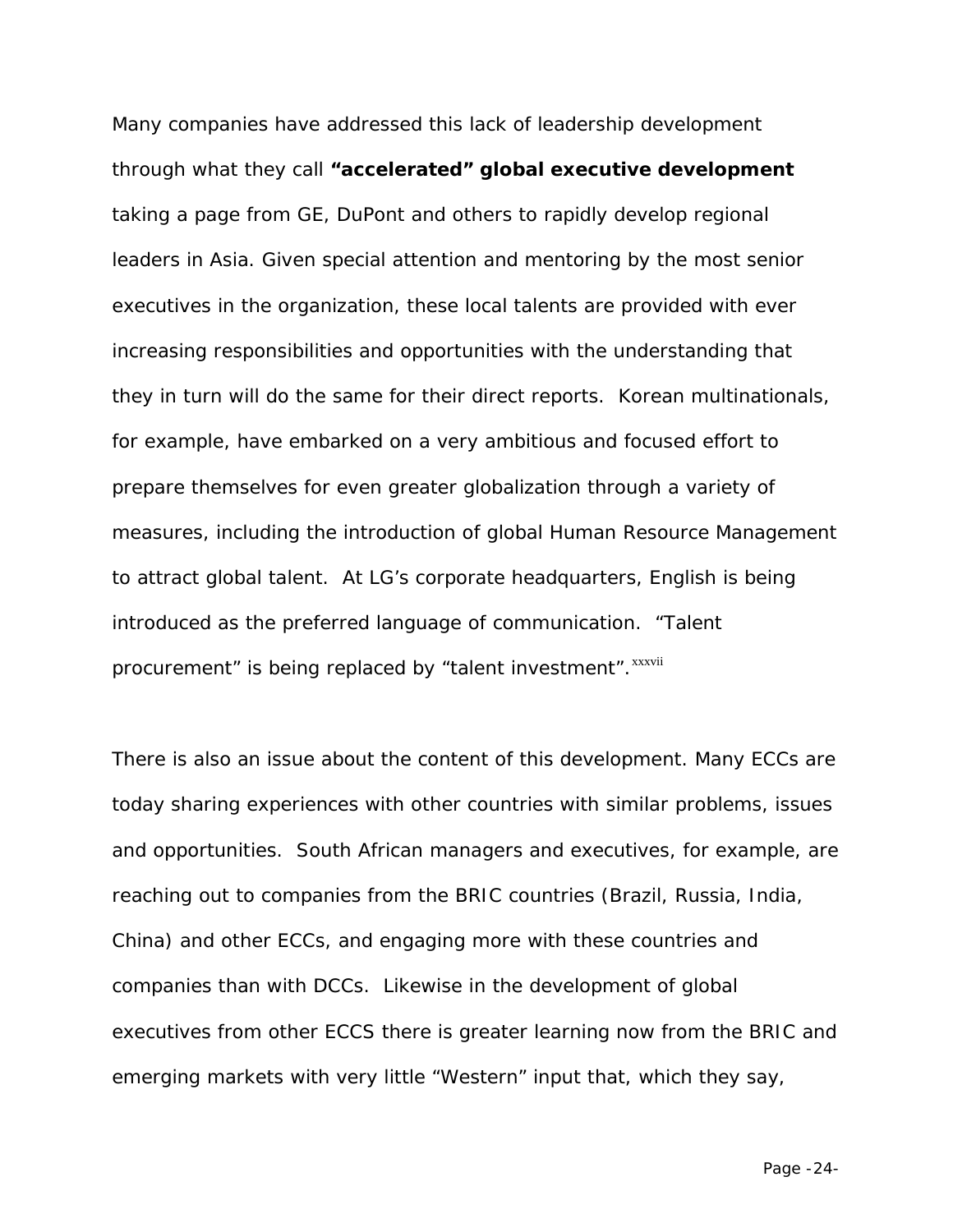Many companies have addressed this lack of leadership development through what they call **"accelerated" global executive development** taking a page from GE, DuPont and others to rapidly develop regional leaders in Asia. Given special attention and mentoring by the most senior executives in the organization, these local talents are provided with ever increasing responsibilities and opportunities with the understanding that they in turn will do the same for their direct reports. Korean multinationals, for example, have embarked on a very ambitious and focused effort to prepare themselves for even greater globalization through a variety of measures, including the introduction of global Human Resource Management to attract global talent. At LG's corporate headquarters, English is being introduced as the preferred language of communication. "Talent procurement" is being replaced by "talent investment".[xxxvii]

There is also an issue about the content of this development. Many ECCs are today sharing experiences with other countries with similar problems, issues and opportunities. South African managers and executives, for example, are reaching out to companies from the BRIC countries (Brazil, Russia, India, China) and other ECCs, and engaging more with these countries and companies than with DCCs. Likewise in the development of global executives from other ECCS there is greater learning now from the BRIC and emerging markets with very little "Western" input that, which they say,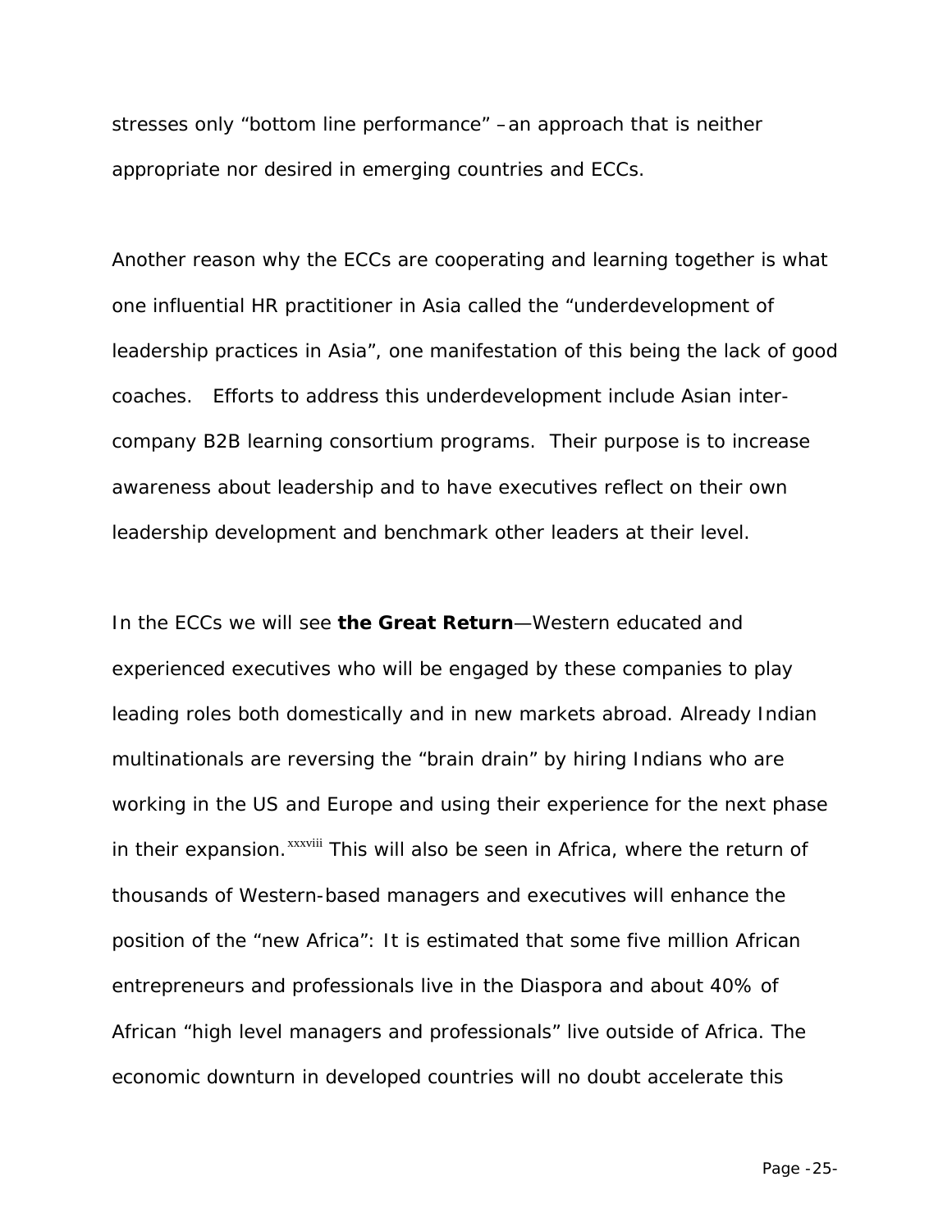stresses only "bottom line performance" –an approach that is neither appropriate nor desired in emerging countries and ECCs.

Another reason why the ECCs are cooperating and learning together is what one influential HR practitioner in Asia called the "underdevelopment of leadership practices in Asia", one manifestation of this being the lack of good coaches. Efforts to address this underdevelopment include Asian inter-company B2B learning consortium programs. Their purpose is to increase awareness about leadership and to have executives reflect on their own leadership development and benchmark other leaders at their level.

In the ECCs we will see **the Great Return**—Western educated and experienced executives who will be engaged by these companies to play leading roles both domestically and in new markets abroad. Already Indian multinationals are reversing the "brain drain" by hiring Indians who are working in the US and Europe and using their experience for the next phase in their expansion.[xxxviii] This will also be seen in Africa, where the return of thousands of Western-based managers and executives will enhance the position of the "new Africa": It is estimated that some five million African entrepreneurs and professionals live in the Diaspora and about 40% of African "high level managers and professionals" live outside of Africa. The economic downturn in developed countries will no doubt accelerate this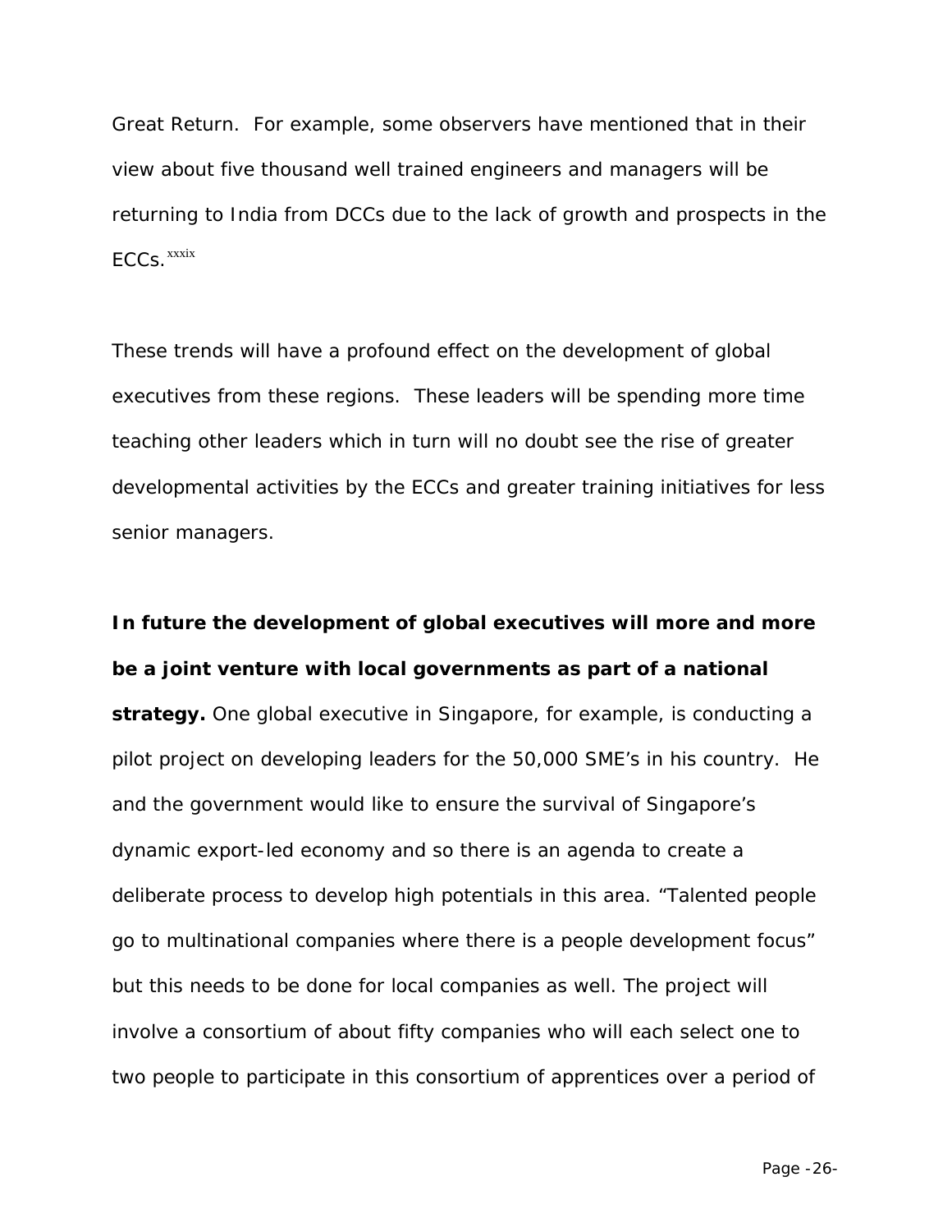Great Return. For example, some observers have mentioned that in their view about five thousand well trained engineers and managers will be returning to India from DCCs due to the lack of growth and prospects in the ECCs.[xxxix]

These trends will have a profound effect on the development of global executives from these regions. These leaders will be spending more time teaching other leaders which in turn will no doubt see the rise of greater developmental activities by the ECCs and greater training initiatives for less senior managers.

**In future the development of global executives will more and more be a joint venture with local governments as part of a national strategy.** One global executive in Singapore, for example, is conducting a pilot project on developing leaders for the 50,000 SME's in his country. He and the government would like to ensure the survival of Singapore's dynamic export-led economy and so there is an agenda to create a deliberate process to develop high potentials in this area. "Talented people go to multinational companies where there is a people development focus" but this needs to be done for local companies as well. The project will involve a consortium of about fifty companies who will each select one to two people to participate in this consortium of apprentices over a period of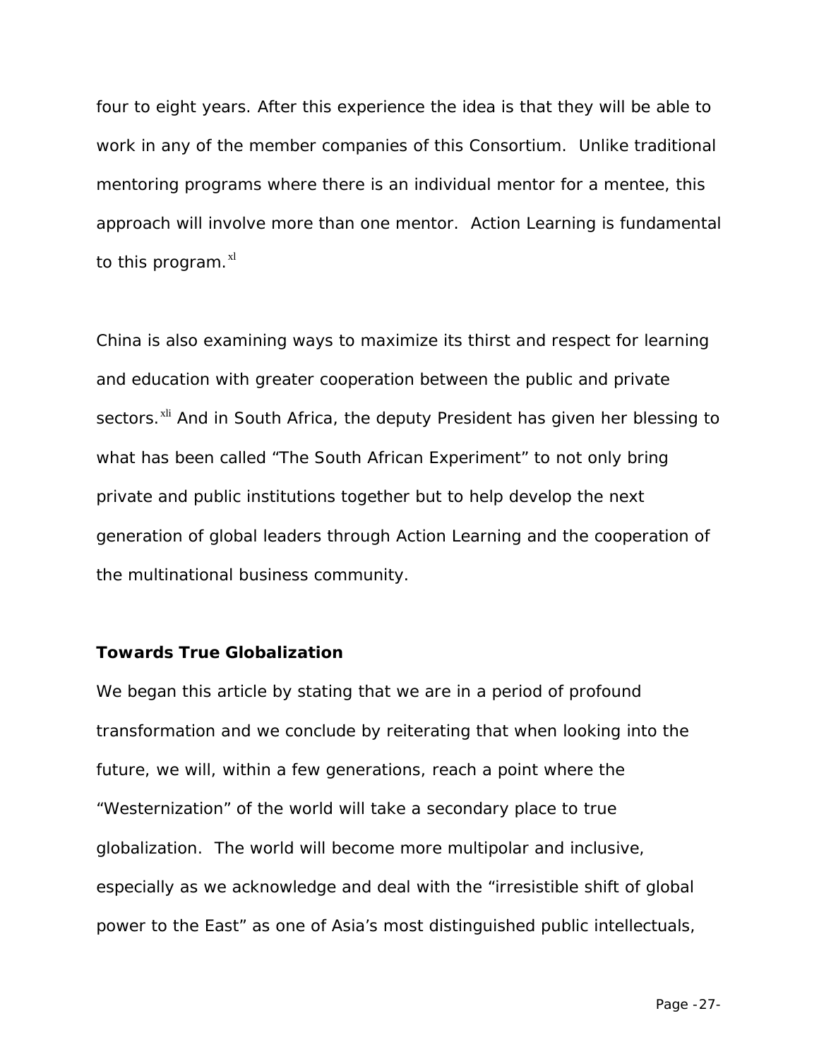four to eight years. After this experience the idea is that they will be able to work in any of the member companies of this Consortium. Unlike traditional mentoring programs where there is an individual mentor for a mentee, this approach will involve more than one mentor. Action Learning is fundamental to this program.[xl]

China is also examining ways to maximize its thirst and respect for learning and education with greater cooperation between the public and private sectors.[xli] And in South Africa, the deputy President has given her blessing to what has been called "The South African Experiment" to not only bring private and public institutions together but to help develop the next generation of global leaders through Action Learning and the cooperation of the multinational business community.

**Towards True Globalization**

We began this article by stating that we are in a period of profound transformation and we conclude by reiterating that when looking into the future, we will, within a few generations, reach a point where the "Westernization" of the world will take a secondary place to true globalization. The world will become more multipolar and inclusive, especially as we acknowledge and deal with the "irresistible shift of global power to the East" as one of Asia's most distinguished public intellectuals,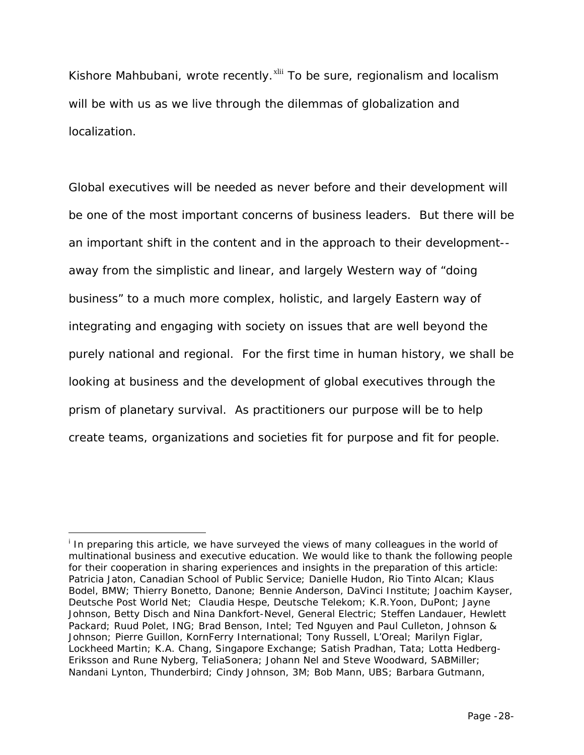Kishore Mahbubani, wrote recently.[xlii] To be sure, regionalism and localism will be with us as we live through the dilemmas of globalization and localization.

Global executives will be needed as never before and their development will be one of the most important concerns of business leaders. But there will be an important shift in the content and in the approach to their development--away from the simplistic and linear, and largely Western way of "doing business" to a much more complex, holistic, and largely Eastern way of integrating and engaging with society on issues that are well beyond the purely national and regional. For the first time in human history, we shall be looking at business and the development of global executives through the prism of planetary survival. As practitioners our purpose will be to help create teams, organizations and societies fit for purpose and fit for people.

---

[i] In preparing this article, we have surveyed the views of many colleagues in the world of multinational business and executive education. We would like to thank the following people for their cooperation in sharing experiences and insights in the preparation of this article: Patricia Jaton, Canadian School of Public Service; Danielle Hudon, Rio Tinto Alcan; Klaus Bodel, BMW; Thierry Bonetto, Danone; Bennie Anderson, DaVinci Institute; Joachim Kayser, Deutsche Post World Net; Claudia Hespe, Deutsche Telekom; K.R.Yoon, DuPont; Jayne Johnson, Betty Disch and Nina Dankfort-Nevel, General Electric; Steffen Landauer, Hewlett Packard; Ruud Polet, ING; Brad Benson, Intel; Ted Nguyen and Paul Culleton, Johnson & Johnson; Pierre Guillon, KornFerry International; Tony Russell, L'Oreal; Marilyn Figlar, Lockheed Martin; K.A. Chang, Singapore Exchange; Satish Pradhan, Tata; Lotta Hedberg-Eriksson and Rune Nyberg, TeliaSonera; Johann Nel and Steve Woodward, SABMiller; Nandani Lynton, Thunderbird; Cindy Johnson, 3M; Bob Mann, UBS; Barbara Gutmann,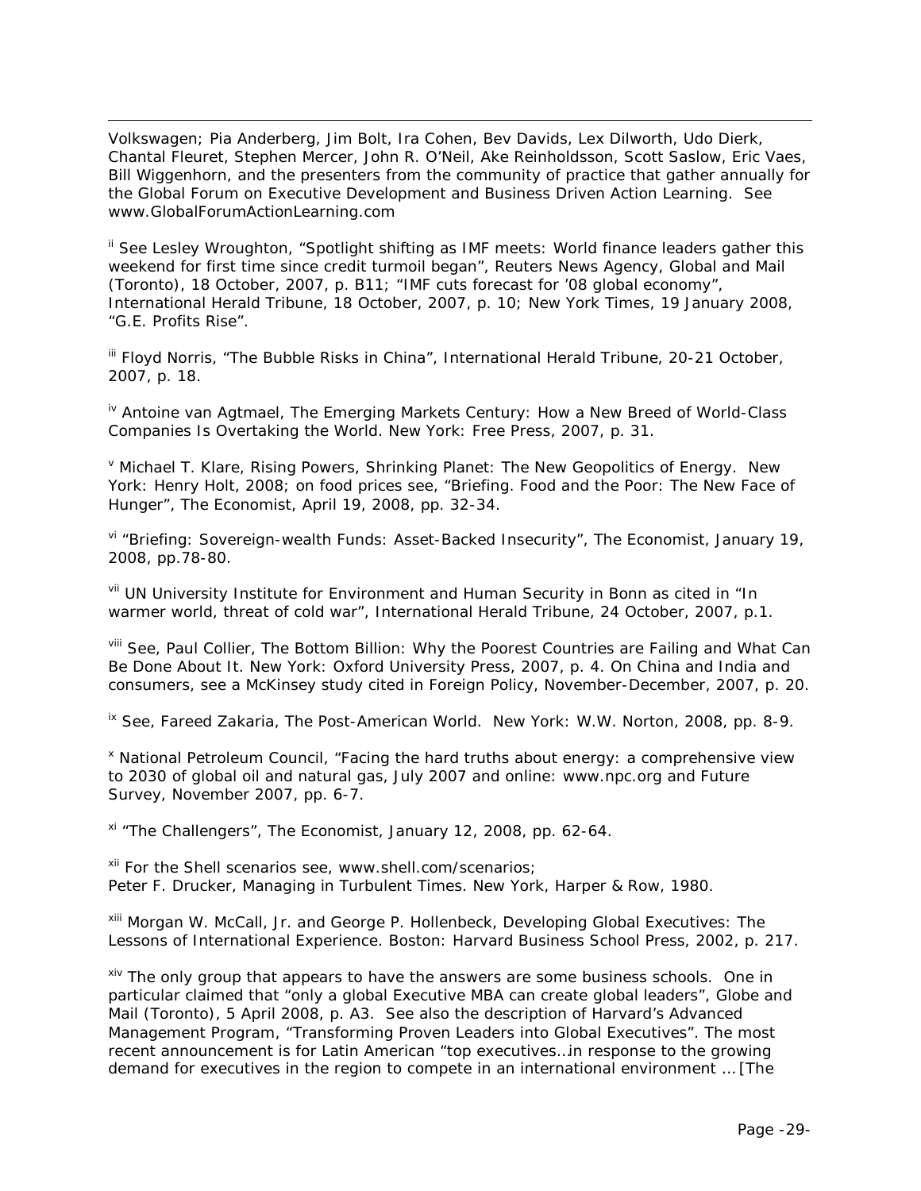Volkswagen; Pia Anderberg, Jim Bolt, Ira Cohen, Bev Davids, Lex Dilworth, Udo Dierk, Chantal Fleuret, Stephen Mercer, John R. O'Neil, Ake Reinholdsson, Scott Saslow, Eric Vaes, Bill Wiggenhorn, and the presenters from the community of practice that gather annually for the Global Forum on Executive Development and Business Driven Action Learning. See www.GlobalForumActionLearning.com

[ii] See Lesley Wroughton, "Spotlight shifting as IMF meets: World finance leaders gather this weekend for first time since credit turmoil began", Reuters News Agency, Global and Mail (Toronto), 18 October, 2007, p. B11; "IMF cuts forecast for '08 global economy", International Herald Tribune, 18 October, 2007, p. 10; New York Times, 19 January 2008, "G.E. Profits Rise".

[iii] Floyd Norris, "The Bubble Risks in China", International Herald Tribune, 20-21 October, 2007, p. 18.

[iv] Antoine van Agtmael, The Emerging Markets Century: How a New Breed of World-Class Companies Is Overtaking the World. New York: Free Press, 2007, p. 31.

[v] Michael T. Klare, Rising Powers, Shrinking Planet: The New Geopolitics of Energy. New York: Henry Holt, 2008; on food prices see, "Briefing. Food and the Poor: The New Face of Hunger", The Economist, April 19, 2008, pp. 32-34.

[vi] "Briefing: Sovereign-wealth Funds: Asset-Backed Insecurity", The Economist, January 19, 2008, pp.78-80.

[vii] UN University Institute for Environment and Human Security in Bonn as cited in "In warmer world, threat of cold war", International Herald Tribune, 24 October, 2007, p.1.

[viii] See, Paul Collier, The Bottom Billion: Why the Poorest Countries are Failing and What Can Be Done About It. New York: Oxford University Press, 2007, p. 4. On China and India and consumers, see a McKinsey study cited in Foreign Policy, November-December, 2007, p. 20.

[ix] See, Fareed Zakaria, The Post-American World. New York: W.W. Norton, 2008, pp. 8-9.

[x] National Petroleum Council, "Facing the hard truths about energy: a comprehensive view to 2030 of global oil and natural gas, July 2007 and online: www.npc.org and Future Survey, November 2007, pp. 6-7.

[xi] "The Challengers", The Economist, January 12, 2008, pp. 62-64.

[xii] For the Shell scenarios see, www.shell.com/scenarios;
Peter F. Drucker, Managing in Turbulent Times. New York, Harper & Row, 1980.

[xiii] Morgan W. McCall, Jr. and George P. Hollenbeck, Developing Global Executives: The Lessons of International Experience. Boston: Harvard Business School Press, 2002, p. 217.

[xiv] The only group that appears to have the answers are some business schools. One in particular claimed that "only a global Executive MBA can create global leaders", Globe and Mail (Toronto), 5 April 2008, p. A3. See also the description of Harvard's Advanced Management Program, "Transforming Proven Leaders into Global Executives". The most recent announcement is for Latin American "top executives…in response to the growing demand for executives in the region to compete in an international environment … [The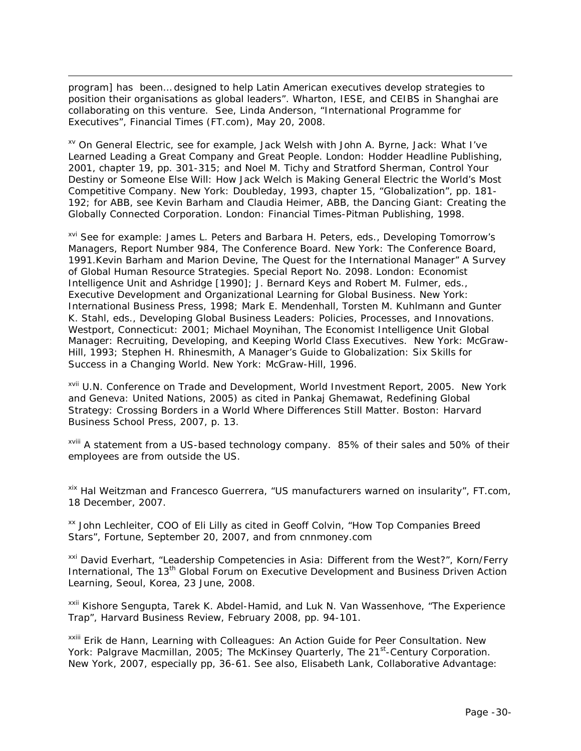program] has been… designed to help Latin American executives develop strategies to position their organisations as global leaders". Wharton, IESE, and CEIBS in Shanghai are collaborating on this venture. See, Linda Anderson, "International Programme for Executives", Financial Times (FT.com), May 20, 2008.

[xv] On General Electric, see for example, Jack Welsh with John A. Byrne, Jack: What I've Learned Leading a Great Company and Great People. London: Hodder Headline Publishing, 2001, chapter 19, pp. 301-315; and Noel M. Tichy and Stratford Sherman, Control Your Destiny or Someone Else Will: How Jack Welch is Making General Electric the World's Most Competitive Company. New York: Doubleday, 1993, chapter 15, "Globalization", pp. 181-192; for ABB, see Kevin Barham and Claudia Heimer, ABB, the Dancing Giant: Creating the Globally Connected Corporation. London: Financial Times-Pitman Publishing, 1998.

[xvi] See for example: James L. Peters and Barbara H. Peters, eds., Developing Tomorrow's Managers, Report Number 984, The Conference Board. New York: The Conference Board, 1991.Kevin Barham and Marion Devine, The Quest for the International Manager" A Survey of Global Human Resource Strategies. Special Report No. 2098. London: Economist Intelligence Unit and Ashridge [1990]; J. Bernard Keys and Robert M. Fulmer, eds., Executive Development and Organizational Learning for Global Business. New York: International Business Press, 1998; Mark E. Mendenhall, Torsten M. Kuhlmann and Gunter K. Stahl, eds., Developing Global Business Leaders: Policies, Processes, and Innovations. Westport, Connecticut: 2001; Michael Moynihan, The Economist Intelligence Unit Global Manager: Recruiting, Developing, and Keeping World Class Executives. New York: McGraw-Hill, 1993; Stephen H. Rhinesmith, A Manager's Guide to Globalization: Six Skills for Success in a Changing World. New York: McGraw-Hill, 1996.

[xvii] U.N. Conference on Trade and Development, World Investment Report, 2005. New York and Geneva: United Nations, 2005) as cited in Pankaj Ghemawat, Redefining Global Strategy: Crossing Borders in a World Where Differences Still Matter. Boston: Harvard Business School Press, 2007, p. 13.

[xviii] A statement from a US-based technology company. 85% of their sales and 50% of their employees are from outside the US.

[xix] Hal Weitzman and Francesco Guerrera, "US manufacturers warned on insularity", FT.com, 18 December, 2007.

[xx] John Lechleiter, COO of Eli Lilly as cited in Geoff Colvin, "How Top Companies Breed Stars", Fortune, September 20, 2007, and from cnnmoney.com

[xxi] David Everhart, "Leadership Competencies in Asia: Different from the West?", Korn/Ferry International, The 13th Global Forum on Executive Development and Business Driven Action Learning, Seoul, Korea, 23 June, 2008.

[xxii] Kishore Sengupta, Tarek K. Abdel-Hamid, and Luk N. Van Wassenhove, "The Experience Trap", Harvard Business Review, February 2008, pp. 94-101.

[xxiii] Erik de Hann, Learning with Colleagues: An Action Guide for Peer Consultation. New York: Palgrave Macmillan, 2005; The McKinsey Quarterly, The 21st-Century Corporation. New York, 2007, especially pp, 36-61. See also, Elisabeth Lank, Collaborative Advantage: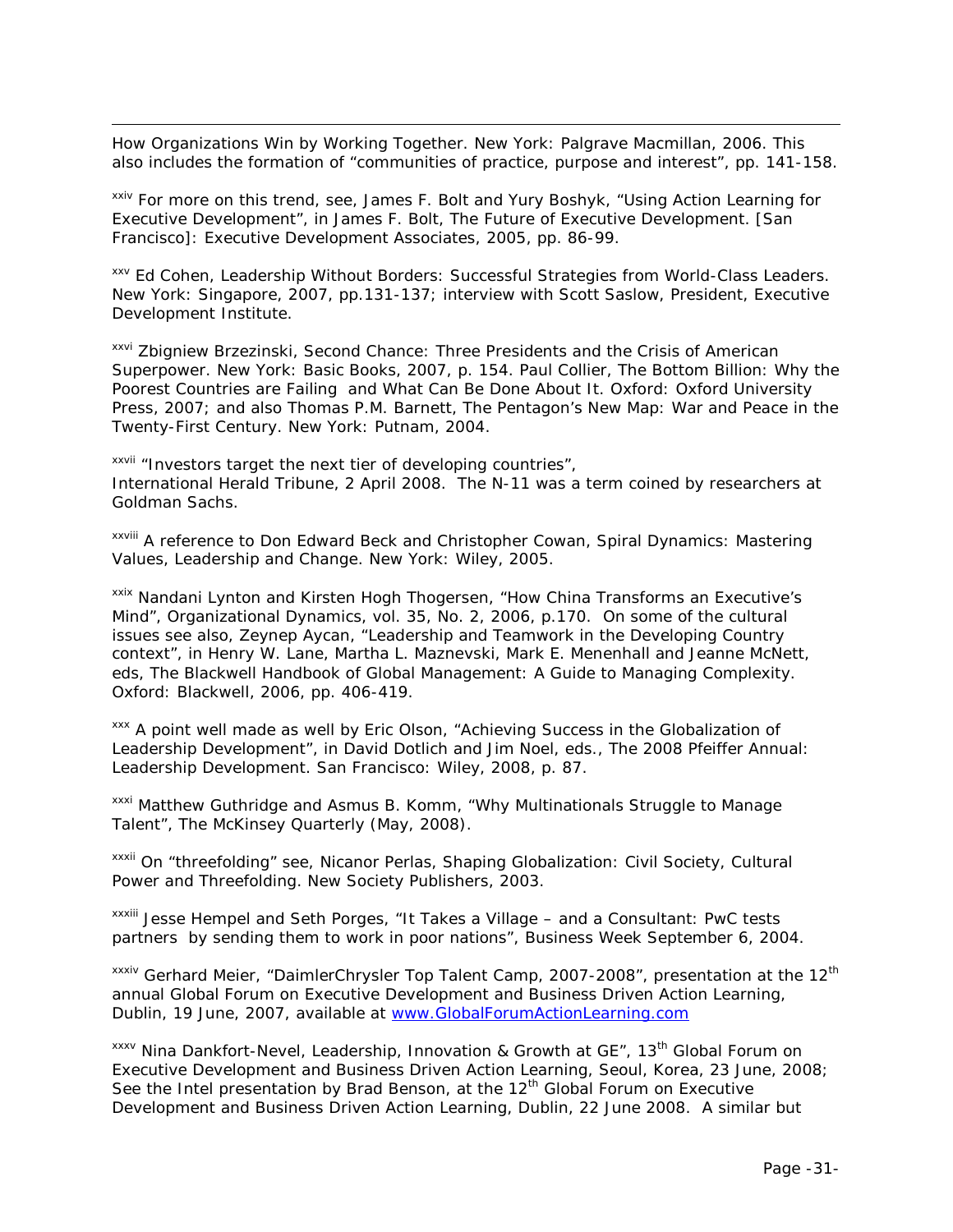How Organizations Win by Working Together. New York: Palgrave Macmillan, 2006. This also includes the formation of "communities of practice, purpose and interest", pp. 141-158.

[xxiv] For more on this trend, see, James F. Bolt and Yury Boshyk, "Using Action Learning for Executive Development", in James F. Bolt, The Future of Executive Development. [San Francisco]: Executive Development Associates, 2005, pp. 86-99.

[xxv] Ed Cohen, Leadership Without Borders: Successful Strategies from World-Class Leaders. New York: Singapore, 2007, pp.131-137; interview with Scott Saslow, President, Executive Development Institute.

[xxvi] Zbigniew Brzezinski, Second Chance: Three Presidents and the Crisis of American Superpower. New York: Basic Books, 2007, p. 154. Paul Collier, The Bottom Billion: Why the Poorest Countries are Failing and What Can Be Done About It. Oxford: Oxford University Press, 2007; and also Thomas P.M. Barnett, The Pentagon's New Map: War and Peace in the Twenty-First Century. New York: Putnam, 2004.

[xxvii] "Investors target the next tier of developing countries", International Herald Tribune, 2 April 2008. The N-11 was a term coined by researchers at Goldman Sachs.

[xxviii] A reference to Don Edward Beck and Christopher Cowan, Spiral Dynamics: Mastering Values, Leadership and Change. New York: Wiley, 2005.

[xxix] Nandani Lynton and Kirsten Hogh Thogersen, "How China Transforms an Executive's Mind", Organizational Dynamics, vol. 35, No. 2, 2006, p.170. On some of the cultural issues see also, Zeynep Aycan, "Leadership and Teamwork in the Developing Country context", in Henry W. Lane, Martha L. Maznevski, Mark E. Menenhall and Jeanne McNett, eds, The Blackwell Handbook of Global Management: A Guide to Managing Complexity. Oxford: Blackwell, 2006, pp. 406-419.

[xxx] A point well made as well by Eric Olson, "Achieving Success in the Globalization of Leadership Development", in David Dotlich and Jim Noel, eds., The 2008 Pfeiffer Annual: Leadership Development. San Francisco: Wiley, 2008, p. 87.

[xxxi] Matthew Guthridge and Asmus B. Komm, "Why Multinationals Struggle to Manage Talent", The McKinsey Quarterly (May, 2008).

[xxxii] On "threefolding" see, Nicanor Perlas, Shaping Globalization: Civil Society, Cultural Power and Threefolding. New Society Publishers, 2003.

[xxxiii] Jesse Hempel and Seth Porges, "It Takes a Village – and a Consultant: PwC tests partners by sending them to work in poor nations", Business Week September 6, 2004.

[xxxiv] Gerhard Meier, "DaimlerChrysler Top Talent Camp, 2007-2008", presentation at the 12th annual Global Forum on Executive Development and Business Driven Action Learning, Dublin, 19 June, 2007, available at www.GlobalForumActionLearning.com

[xxxv] Nina Dankfort-Nevel, Leadership, Innovation & Growth at GE", 13th Global Forum on Executive Development and Business Driven Action Learning, Seoul, Korea, 23 June, 2008; See the Intel presentation by Brad Benson, at the 12th Global Forum on Executive Development and Business Driven Action Learning, Dublin, 22 June 2008. A similar but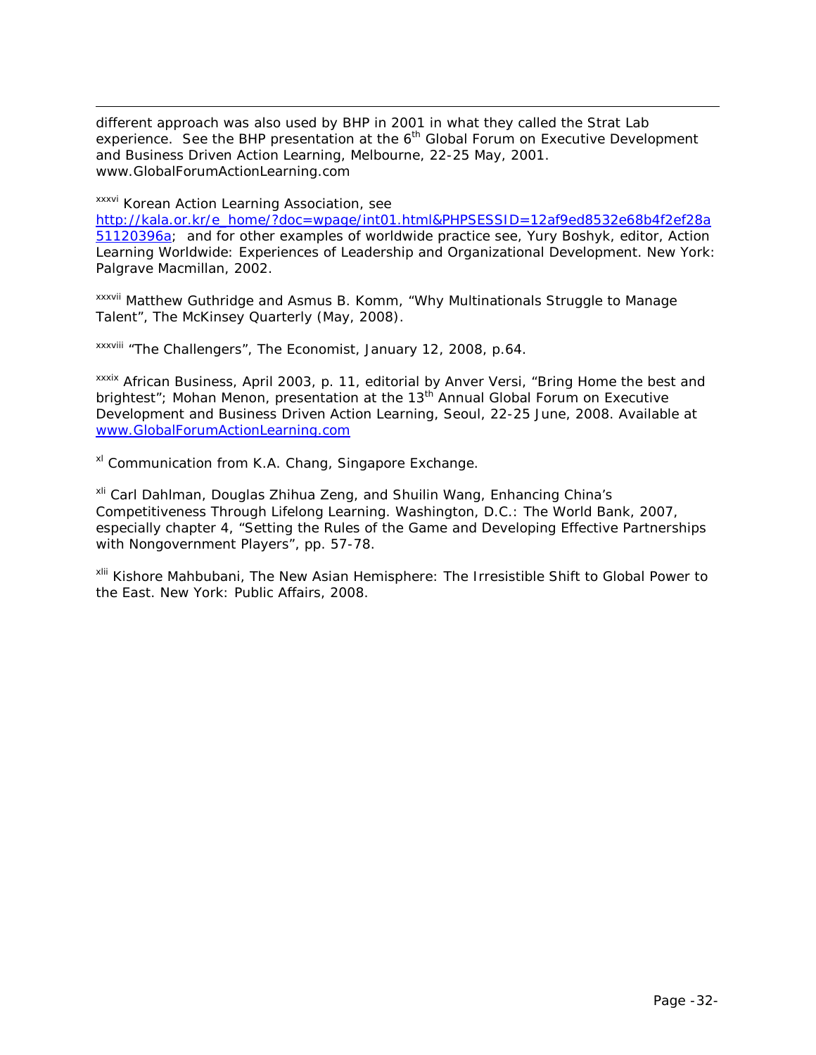different approach was also used by BHP in 2001 in what they called the Strat Lab experience. See the BHP presentation at the 6th Global Forum on Executive Development and Business Driven Action Learning, Melbourne, 22-25 May, 2001. www.GlobalForumActionLearning.com

[xxxvi] Korean Action Learning Association, see http://kala.or.kr/e_home/?doc=wpage/int01.html&PHPSESSID=12af9ed8532e68b4f2ef28a51120396a; and for other examples of worldwide practice see, Yury Boshyk, editor, Action Learning Worldwide: Experiences of Leadership and Organizational Development. New York: Palgrave Macmillan, 2002.

[xxxvii] Matthew Guthridge and Asmus B. Komm, "Why Multinationals Struggle to Manage Talent", The McKinsey Quarterly (May, 2008).

[xxxviii] "The Challengers", The Economist, January 12, 2008, p.64.

[xxxix] African Business, April 2003, p. 11, editorial by Anver Versi, "Bring Home the best and brightest"; Mohan Menon, presentation at the 13th Annual Global Forum on Executive Development and Business Driven Action Learning, Seoul, 22-25 June, 2008. Available at www.GlobalForumActionLearning.com

[xl] Communication from K.A. Chang, Singapore Exchange.

[xli] Carl Dahlman, Douglas Zhihua Zeng, and Shuilin Wang, Enhancing China's Competitiveness Through Lifelong Learning. Washington, D.C.: The World Bank, 2007, especially chapter 4, "Setting the Rules of the Game and Developing Effective Partnerships with Nongovernment Players", pp. 57-78.

[xlii] Kishore Mahbubani, The New Asian Hemisphere: The Irresistible Shift to Global Power to the East. New York: Public Affairs, 2008.